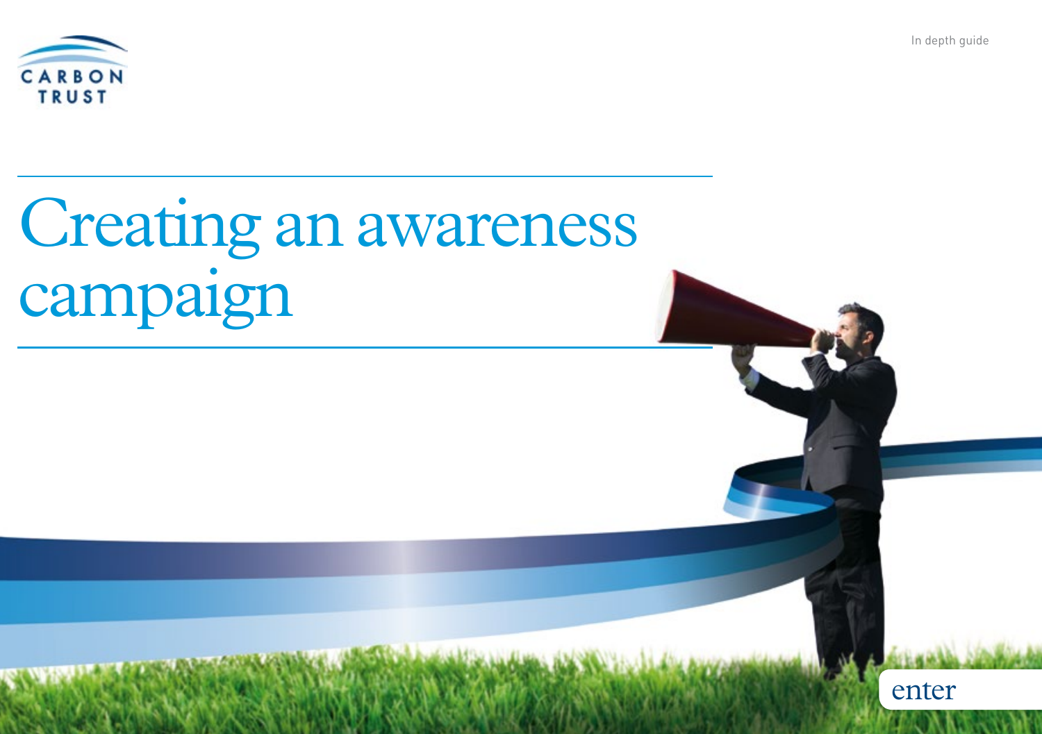CARBON TRUST

In depth guide

# Creating an awareness campaign

enter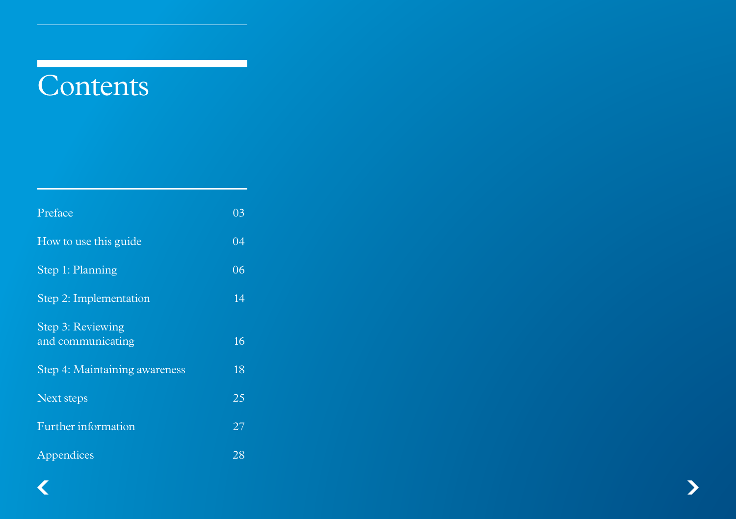# Contents

| | |
|---|---|
| Preface | 03 |
| How to use this guide | 04 |
| Step 1: Planning | 06 |
| Step 2: Implementation | 14 |
| Step 3: Reviewing and communicating | 16 |
| Step 4: Maintaining awareness | 18 |
| Next steps | 25 |
| Further information | 27 |
| Appendices | 28 |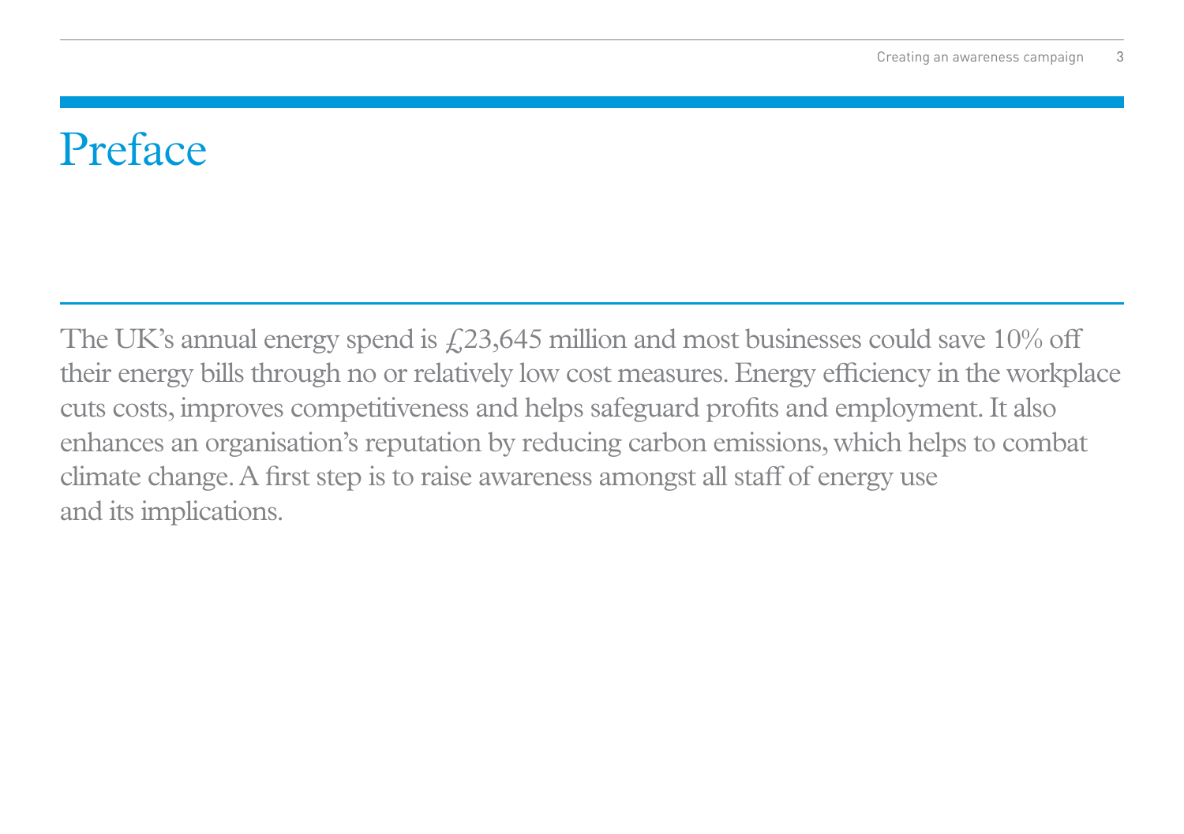# Preface

The UK's annual energy spend is £23,645 million and most businesses could save 10% off their energy bills through no or relatively low cost measures. Energy efficiency in the workplace cuts costs, improves competitiveness and helps safeguard profits and employment. It also enhances an organisation's reputation by reducing carbon emissions, which helps to combat climate change. A first step is to raise awareness amongst all staff of energy use and its implications.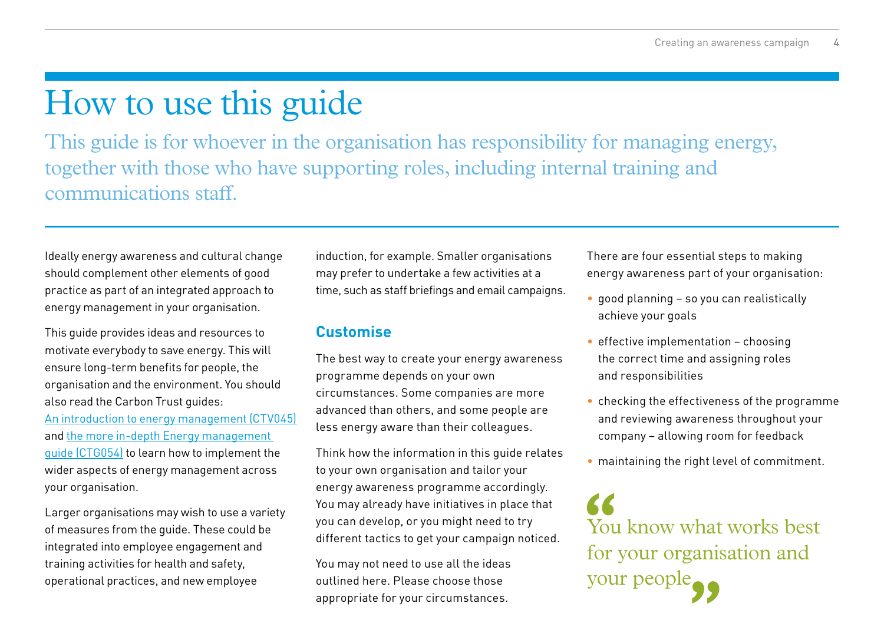# How to use this guide

This guide is for whoever in the organisation has responsibility for managing energy, together with those who have supporting roles, including internal training and communications staff.

Ideally energy awareness and cultural change should complement other elements of good practice as part of an integrated approach to energy management in your organisation.

This guide provides ideas and resources to motivate everybody to save energy. This will ensure long-term benefits for people, the organisation and the environment. You should also read the Carbon Trust guides: An introduction to energy management (CTV045) and the more in-depth Energy management guide (CTG054) to learn how to implement the wider aspects of energy management across your organisation.

Larger organisations may wish to use a variety of measures from the guide. These could be integrated into employee engagement and training activities for health and safety, operational practices, and new employee induction, for example. Smaller organisations may prefer to undertake a few activities at a time, such as staff briefings and email campaigns.

## Customise

The best way to create your energy awareness programme depends on your own circumstances. Some companies are more advanced than others, and some people are less energy aware than their colleagues.

Think how the information in this guide relates to your own organisation and tailor your energy awareness programme accordingly. You may already have initiatives in place that you can develop, or you might need to try different tactics to get your campaign noticed.

You may not need to use all the ideas outlined here. Please choose those appropriate for your circumstances.

There are four essential steps to making energy awareness part of your organisation:

- good planning – so you can realistically achieve your goals
- effective implementation – choosing the correct time and assigning roles and responsibilities
- checking the effectiveness of the programme and reviewing awareness throughout your company – allowing room for feedback
- maintaining the right level of commitment.

> "You know what works best for your organisation and your people"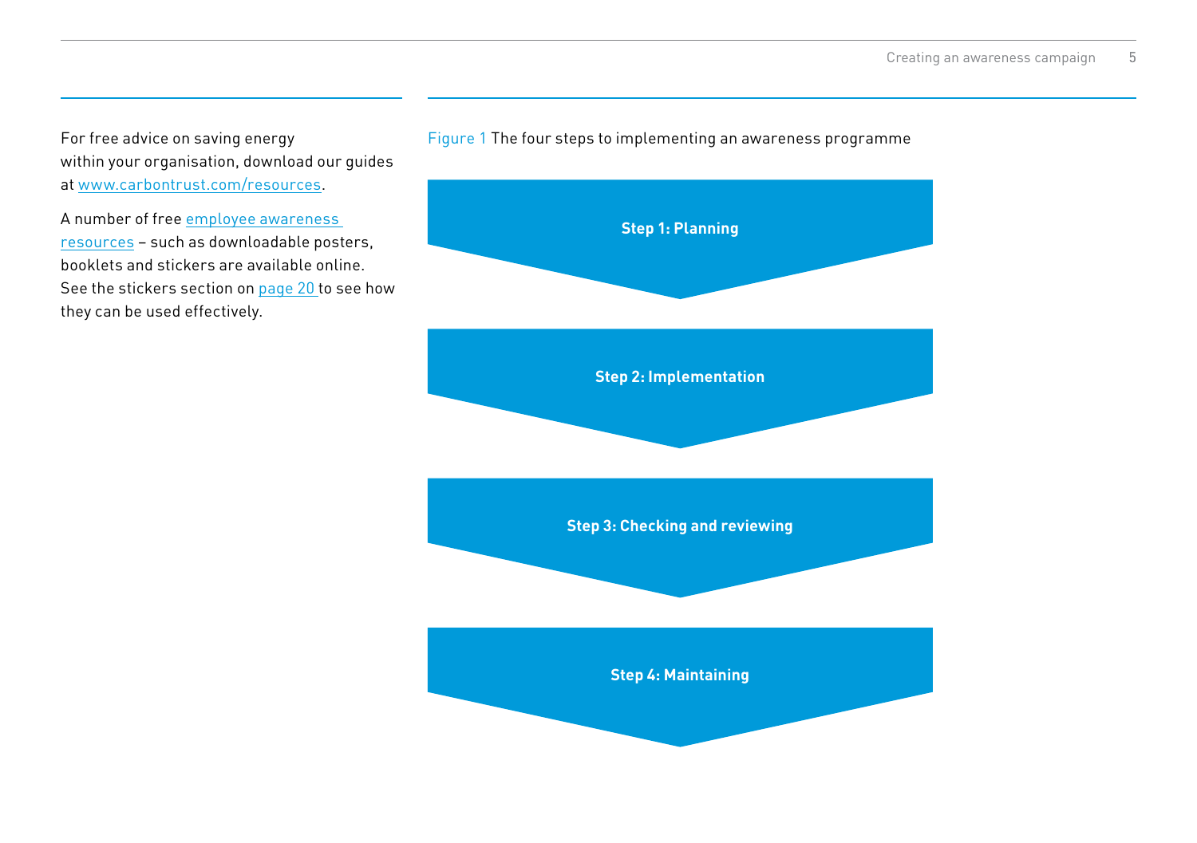For free advice on saving energy within your organisation, download our guides at www.carbontrust.com/resources.

A number of free employee awareness resources – such as downloadable posters, booklets and stickers are available online. See the stickers section on page 20 to see how they can be used effectively.

Figure 1 The four steps to implementing an awareness programme

**Step 1: Planning**

**Step 2: Implementation**

**Step 3: Checking and reviewing**

**Step 4: Maintaining**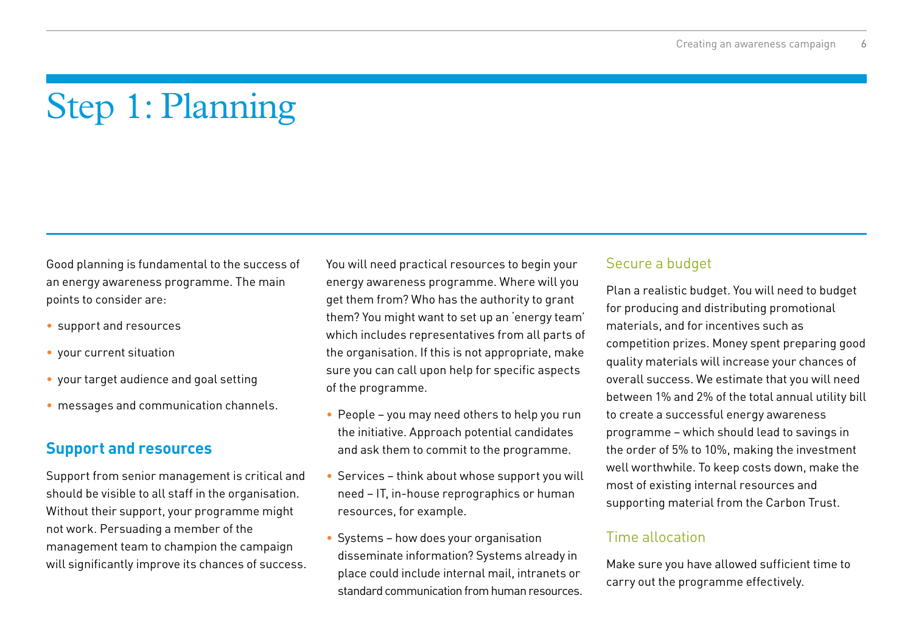# Step 1: Planning

Good planning is fundamental to the success of an energy awareness programme. The main points to consider are:

- support and resources
- your current situation
- your target audience and goal setting
- messages and communication channels.

## Support and resources

Support from senior management is critical and should be visible to all staff in the organisation. Without their support, your programme might not work. Persuading a member of the management team to champion the campaign will significantly improve its chances of success.

You will need practical resources to begin your energy awareness programme. Where will you get them from? Who has the authority to grant them? You might want to set up an 'energy team' which includes representatives from all parts of the organisation. If this is not appropriate, make sure you can call upon help for specific aspects of the programme.

- People – you may need others to help you run the initiative. Approach potential candidates and ask them to commit to the programme.
- Services – think about whose support you will need – IT, in-house reprographics or human resources, for example.
- Systems – how does your organisation disseminate information? Systems already in place could include internal mail, intranets or standard communication from human resources.

### Secure a budget

Plan a realistic budget. You will need to budget for producing and distributing promotional materials, and for incentives such as competition prizes. Money spent preparing good quality materials will increase your chances of overall success. We estimate that you will need between 1% and 2% of the total annual utility bill to create a successful energy awareness programme – which should lead to savings in the order of 5% to 10%, making the investment well worthwhile. To keep costs down, make the most of existing internal resources and supporting material from the Carbon Trust.

### Time allocation

Make sure you have allowed sufficient time to carry out the programme effectively.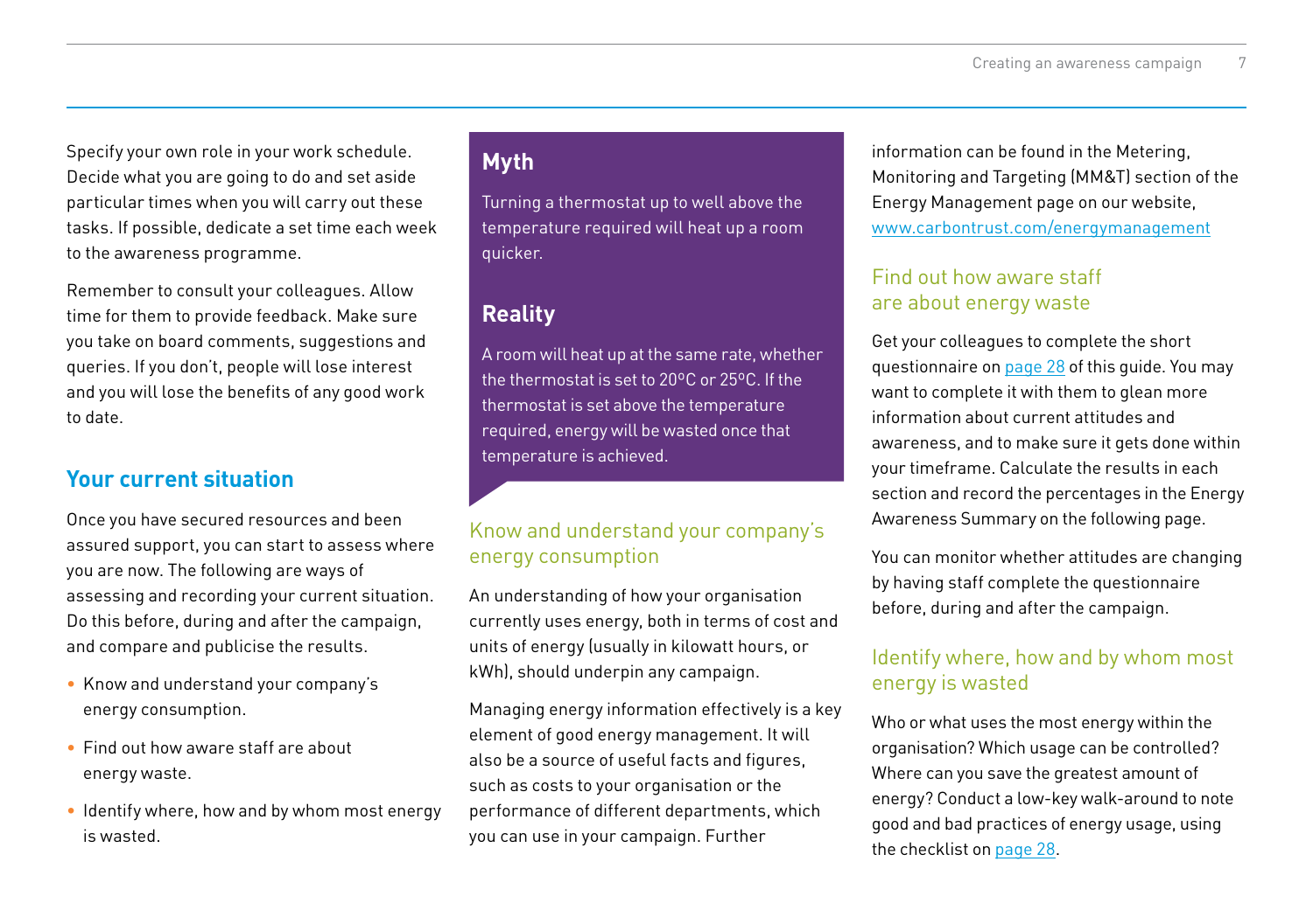Specify your own role in your work schedule. Decide what you are going to do and set aside particular times when you will carry out these tasks. If possible, dedicate a set time each week to the awareness programme.

Remember to consult your colleagues. Allow time for them to provide feedback. Make sure you take on board comments, suggestions and queries. If you don't, people will lose interest and you will lose the benefits of any good work to date.

## Your current situation

Once you have secured resources and been assured support, you can start to assess where you are now. The following are ways of assessing and recording your current situation. Do this before, during and after the campaign, and compare and publicise the results.

- Know and understand your company's energy consumption.
- Find out how aware staff are about energy waste.
- Identify where, how and by whom most energy is wasted.

> **Myth**
>
> Turning a thermostat up to well above the temperature required will heat up a room quicker.
>
> **Reality**
>
> A room will heat up at the same rate, whether the thermostat is set to 20ºC or 25ºC. If the thermostat is set above the temperature required, energy will be wasted once that temperature is achieved.

### Know and understand your company's energy consumption

An understanding of how your organisation currently uses energy, both in terms of cost and units of energy (usually in kilowatt hours, or kWh), should underpin any campaign.

Managing energy information effectively is a key element of good energy management. It will also be a source of useful facts and figures, such as costs to your organisation or the performance of different departments, which you can use in your campaign. Further information can be found in the Metering, Monitoring and Targeting (MM&T) section of the Energy Management page on our website, www.carbontrust.com/energymanagement

### Find out how aware staff are about energy waste

Get your colleagues to complete the short questionnaire on page 28 of this guide. You may want to complete it with them to glean more information about current attitudes and awareness, and to make sure it gets done within your timeframe. Calculate the results in each section and record the percentages in the Energy Awareness Summary on the following page.

You can monitor whether attitudes are changing by having staff complete the questionnaire before, during and after the campaign.

### Identify where, how and by whom most energy is wasted

Who or what uses the most energy within the organisation? Which usage can be controlled? Where can you save the greatest amount of energy? Conduct a low-key walk-around to note good and bad practices of energy usage, using the checklist on page 28.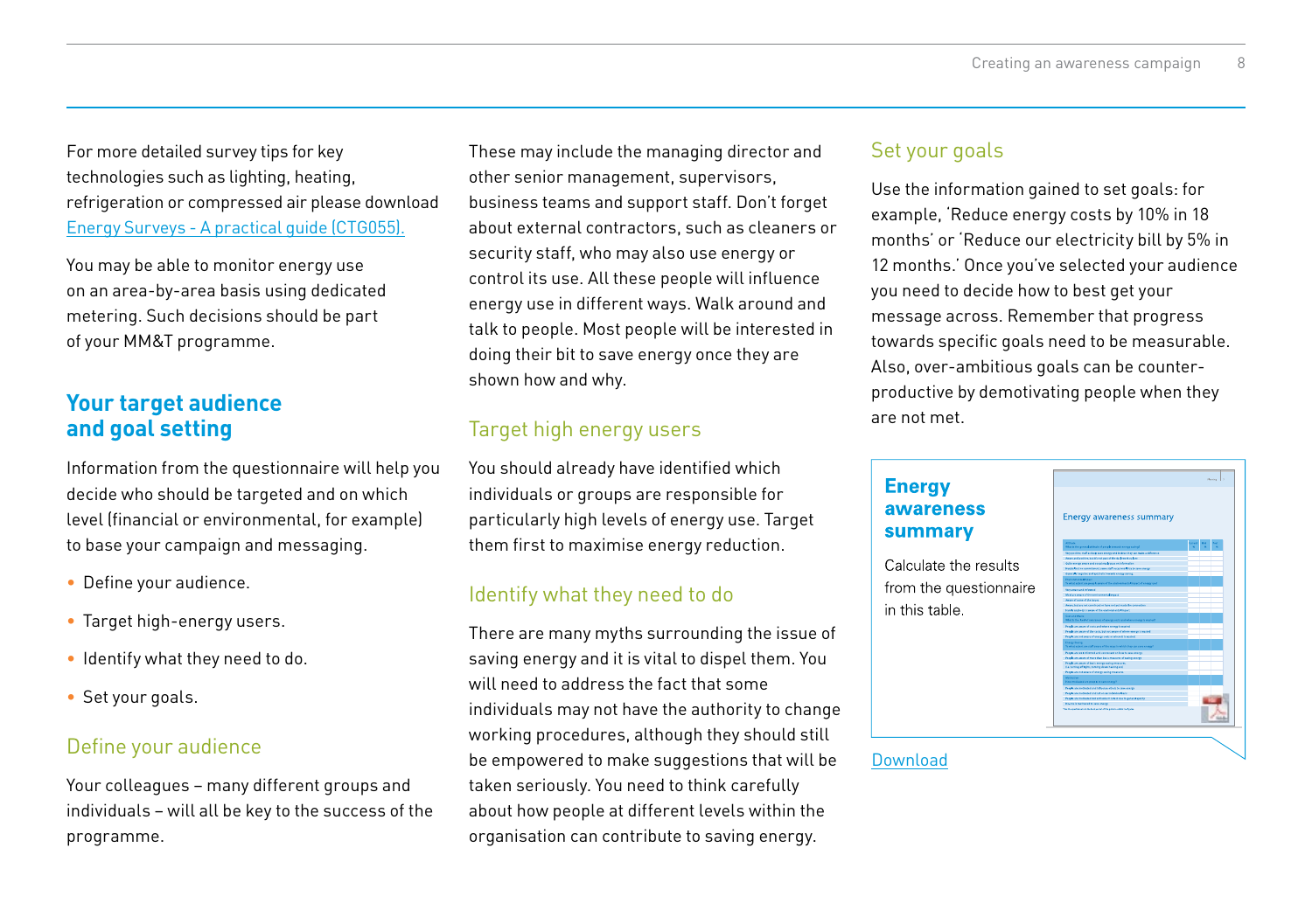For more detailed survey tips for key technologies such as lighting, heating, refrigeration or compressed air please download [Energy Surveys - A practical guide (CTG055).]()

You may be able to monitor energy use on an area-by-area basis using dedicated metering. Such decisions should be part of your MM&T programme.

## Your target audience and goal setting

Information from the questionnaire will help you decide who should be targeted and on which level (financial or environmental, for example) to base your campaign and messaging.

- Define your audience.
- Target high-energy users.
- Identify what they need to do.
- Set your goals.

### Define your audience

Your colleagues – many different groups and individuals – will all be key to the success of the programme.

These may include the managing director and other senior management, supervisors, business teams and support staff. Don't forget about external contractors, such as cleaners or security staff, who may also use energy or control its use. All these people will influence energy use in different ways. Walk around and talk to people. Most people will be interested in doing their bit to save energy once they are shown how and why.

### Target high energy users

You should already have identified which individuals or groups are responsible for particularly high levels of energy use. Target them first to maximise energy reduction.

### Identify what they need to do

There are many myths surrounding the issue of saving energy and it is vital to dispel them. You will need to address the fact that some individuals may not have the authority to change working procedures, although they should still be empowered to make suggestions that will be taken seriously. You need to think carefully about how people at different levels within the organisation can contribute to saving energy.

### Set your goals

Use the information gained to set goals: for example, 'Reduce energy costs by 10% in 18 months' or 'Reduce our electricity bill by 5% in 12 months.' Once you've selected your audience you need to decide how to best get your message across. Remember that progress towards specific goals need to be measurable. Also, over-ambitious goals can be counter-productive by demotivating people when they are not met.

**Energy awareness summary**

Calculate the results from the questionnaire in this table.

[Download]()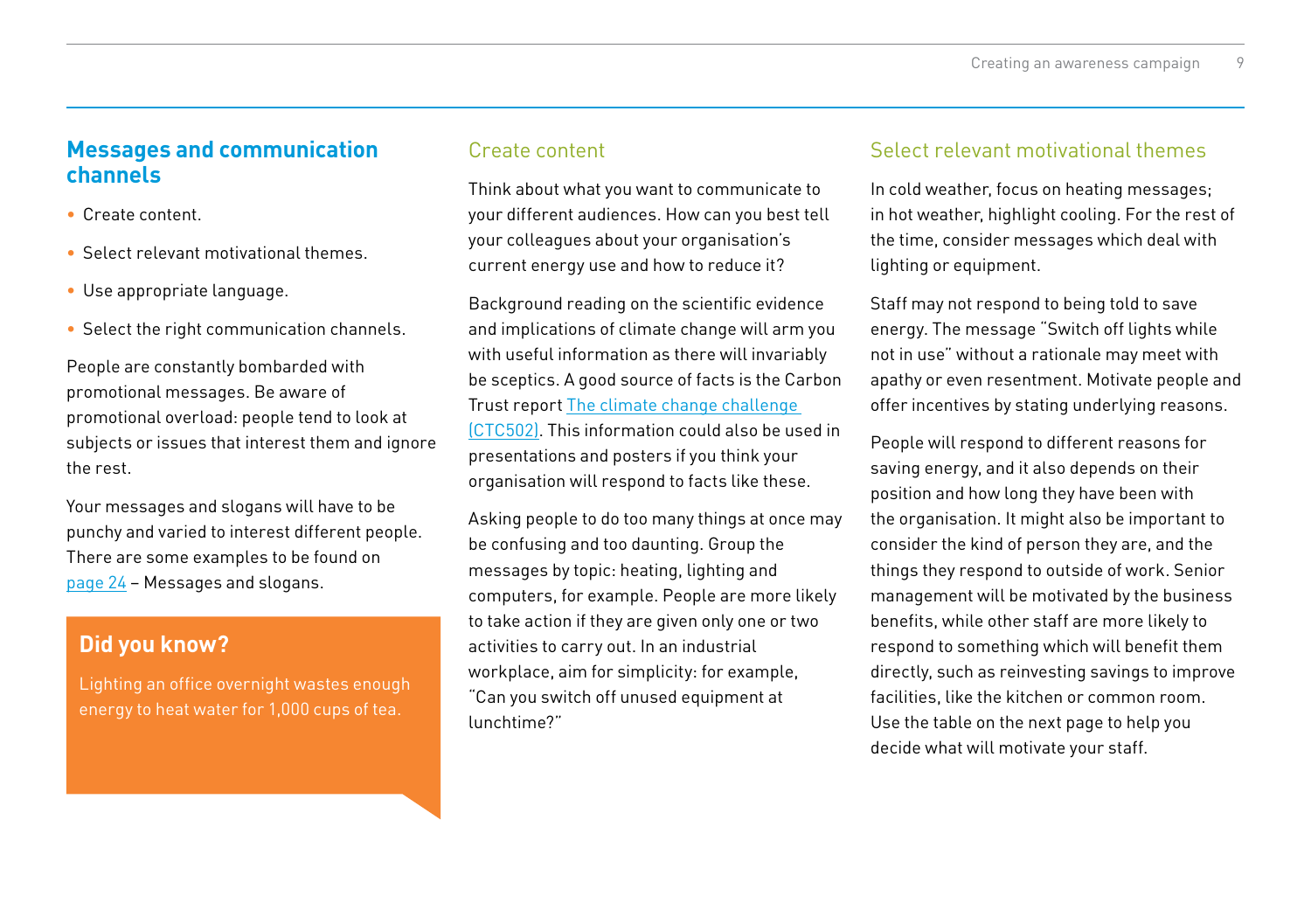## Messages and communication channels

- Create content.
- Select relevant motivational themes.
- Use appropriate language.
- Select the right communication channels.

People are constantly bombarded with promotional messages. Be aware of promotional overload: people tend to look at subjects or issues that interest them and ignore the rest.

Your messages and slogans will have to be punchy and varied to interest different people. There are some examples to be found on page 24 – Messages and slogans.

### Did you know?

Lighting an office overnight wastes enough energy to heat water for 1,000 cups of tea.

### Create content

Think about what you want to communicate to your different audiences. How can you best tell your colleagues about your organisation's current energy use and how to reduce it?

Background reading on the scientific evidence and implications of climate change will arm you with useful information as there will invariably be sceptics. A good source of facts is the Carbon Trust report The climate change challenge (CTC502). This information could also be used in presentations and posters if you think your organisation will respond to facts like these.

Asking people to do too many things at once may be confusing and too daunting. Group the messages by topic: heating, lighting and computers, for example. People are more likely to take action if they are given only one or two activities to carry out. In an industrial workplace, aim for simplicity: for example, "Can you switch off unused equipment at lunchtime?"

### Select relevant motivational themes

In cold weather, focus on heating messages; in hot weather, highlight cooling. For the rest of the time, consider messages which deal with lighting or equipment.

Staff may not respond to being told to save energy. The message "Switch off lights while not in use" without a rationale may meet with apathy or even resentment. Motivate people and offer incentives by stating underlying reasons.

People will respond to different reasons for saving energy, and it also depends on their position and how long they have been with the organisation. It might also be important to consider the kind of person they are, and the things they respond to outside of work. Senior management will be motivated by the business benefits, while other staff are more likely to respond to something which will benefit them directly, such as reinvesting savings to improve facilities, like the kitchen or common room. Use the table on the next page to help you decide what will motivate your staff.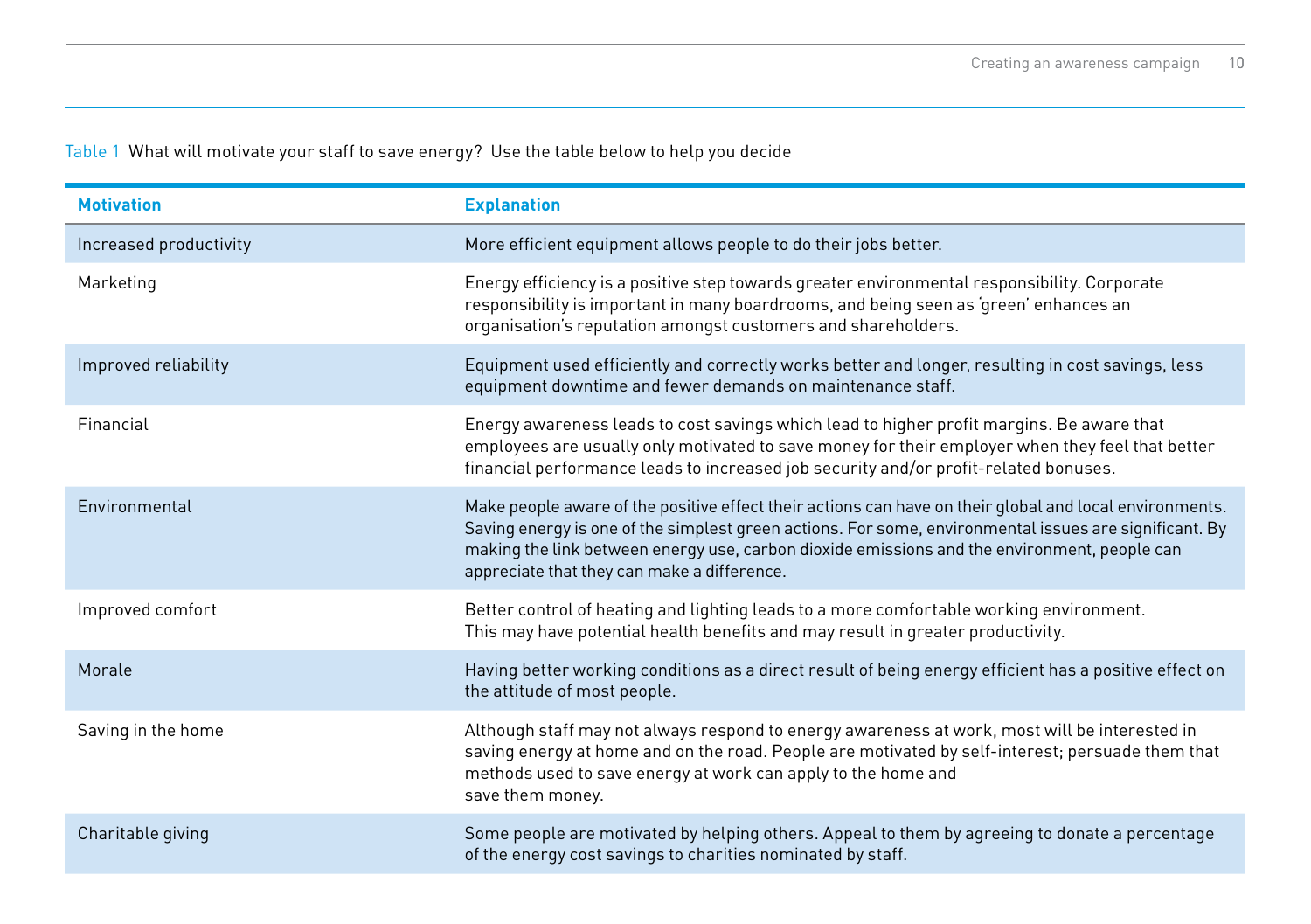Table 1 What will motivate your staff to save energy? Use the table below to help you decide

| Motivation | Explanation |
|---|---|
| Increased productivity | More efficient equipment allows people to do their jobs better. |
| Marketing | Energy efficiency is a positive step towards greater environmental responsibility. Corporate responsibility is important in many boardrooms, and being seen as 'green' enhances an organisation's reputation amongst customers and shareholders. |
| Improved reliability | Equipment used efficiently and correctly works better and longer, resulting in cost savings, less equipment downtime and fewer demands on maintenance staff. |
| Financial | Energy awareness leads to cost savings which lead to higher profit margins. Be aware that employees are usually only motivated to save money for their employer when they feel that better financial performance leads to increased job security and/or profit-related bonuses. |
| Environmental | Make people aware of the positive effect their actions can have on their global and local environments. Saving energy is one of the simplest green actions. For some, environmental issues are significant. By making the link between energy use, carbon dioxide emissions and the environment, people can appreciate that they can make a difference. |
| Improved comfort | Better control of heating and lighting leads to a more comfortable working environment. This may have potential health benefits and may result in greater productivity. |
| Morale | Having better working conditions as a direct result of being energy efficient has a positive effect on the attitude of most people. |
| Saving in the home | Although staff may not always respond to energy awareness at work, most will be interested in saving energy at home and on the road. People are motivated by self-interest; persuade them that methods used to save energy at work can apply to the home and save them money. |
| Charitable giving | Some people are motivated by helping others. Appeal to them by agreeing to donate a percentage of the energy cost savings to charities nominated by staff. |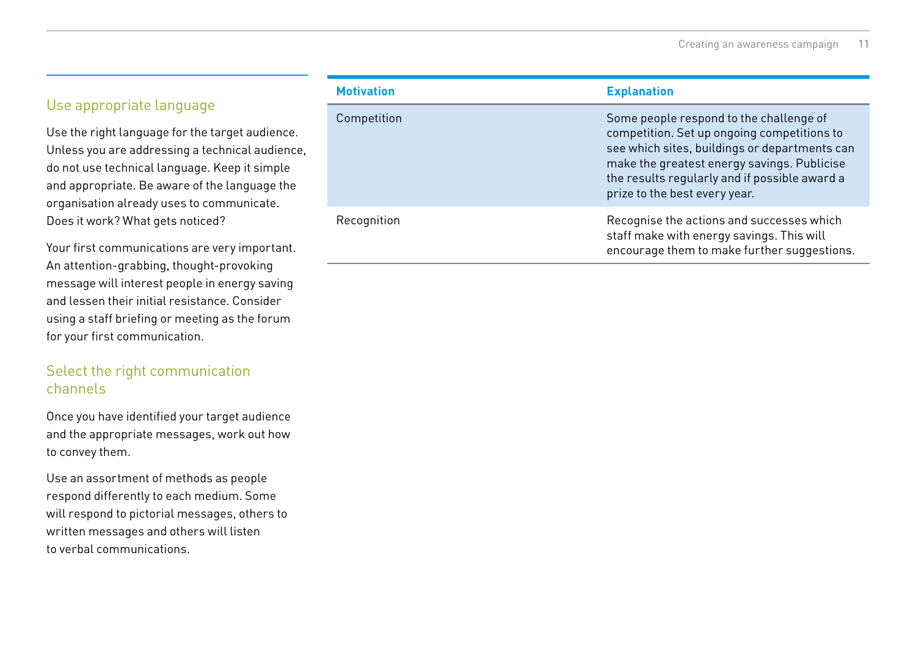## Use appropriate language

Use the right language for the target audience. Unless you are addressing a technical audience, do not use technical language. Keep it simple and appropriate. Be aware of the language the organisation already uses to communicate. Does it work? What gets noticed?

Your first communications are very important. An attention-grabbing, thought-provoking message will interest people in energy saving and lessen their initial resistance. Consider using a staff briefing or meeting as the forum for your first communication.

## Select the right communication channels

Once you have identified your target audience and the appropriate messages, work out how to convey them.

Use an assortment of methods as people respond differently to each medium. Some will respond to pictorial messages, others to written messages and others will listen to verbal communications.

| Motivation | Explanation |
|---|---|
| Competition | Some people respond to the challenge of competition. Set up ongoing competitions to see which sites, buildings or departments can make the greatest energy savings. Publicise the results regularly and if possible award a prize to the best every year. |
| Recognition | Recognise the actions and successes which staff make with energy savings. This will encourage them to make further suggestions. |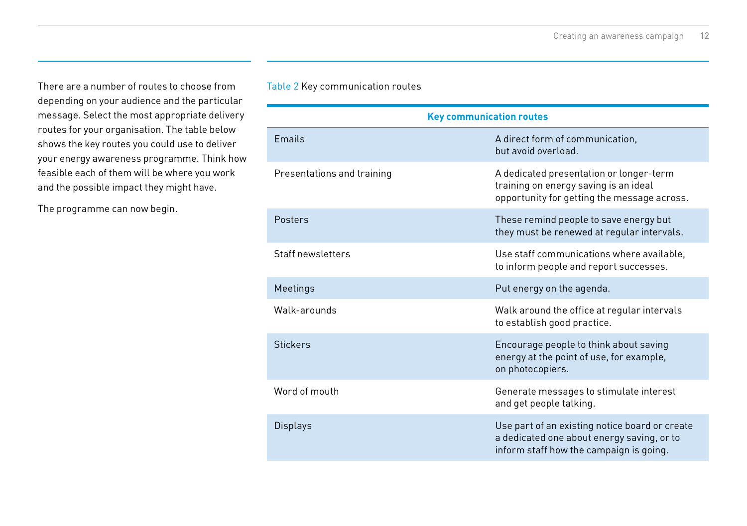There are a number of routes to choose from depending on your audience and the particular message. Select the most appropriate delivery routes for your organisation. The table below shows the key routes you could use to deliver your energy awareness programme. Think how feasible each of them will be where you work and the possible impact they might have.

The programme can now begin.

Table 2 Key communication routes

| **Key communication routes** | |
|---|---|
| Emails | A direct form of communication, but avoid overload. |
| Presentations and training | A dedicated presentation or longer-term training on energy saving is an ideal opportunity for getting the message across. |
| Posters | These remind people to save energy but they must be renewed at regular intervals. |
| Staff newsletters | Use staff communications where available, to inform people and report successes. |
| Meetings | Put energy on the agenda. |
| Walk-arounds | Walk around the office at regular intervals to establish good practice. |
| Stickers | Encourage people to think about saving energy at the point of use, for example, on photocopiers. |
| Word of mouth | Generate messages to stimulate interest and get people talking. |
| Displays | Use part of an existing notice board or create a dedicated one about energy saving, or to inform staff how the campaign is going. |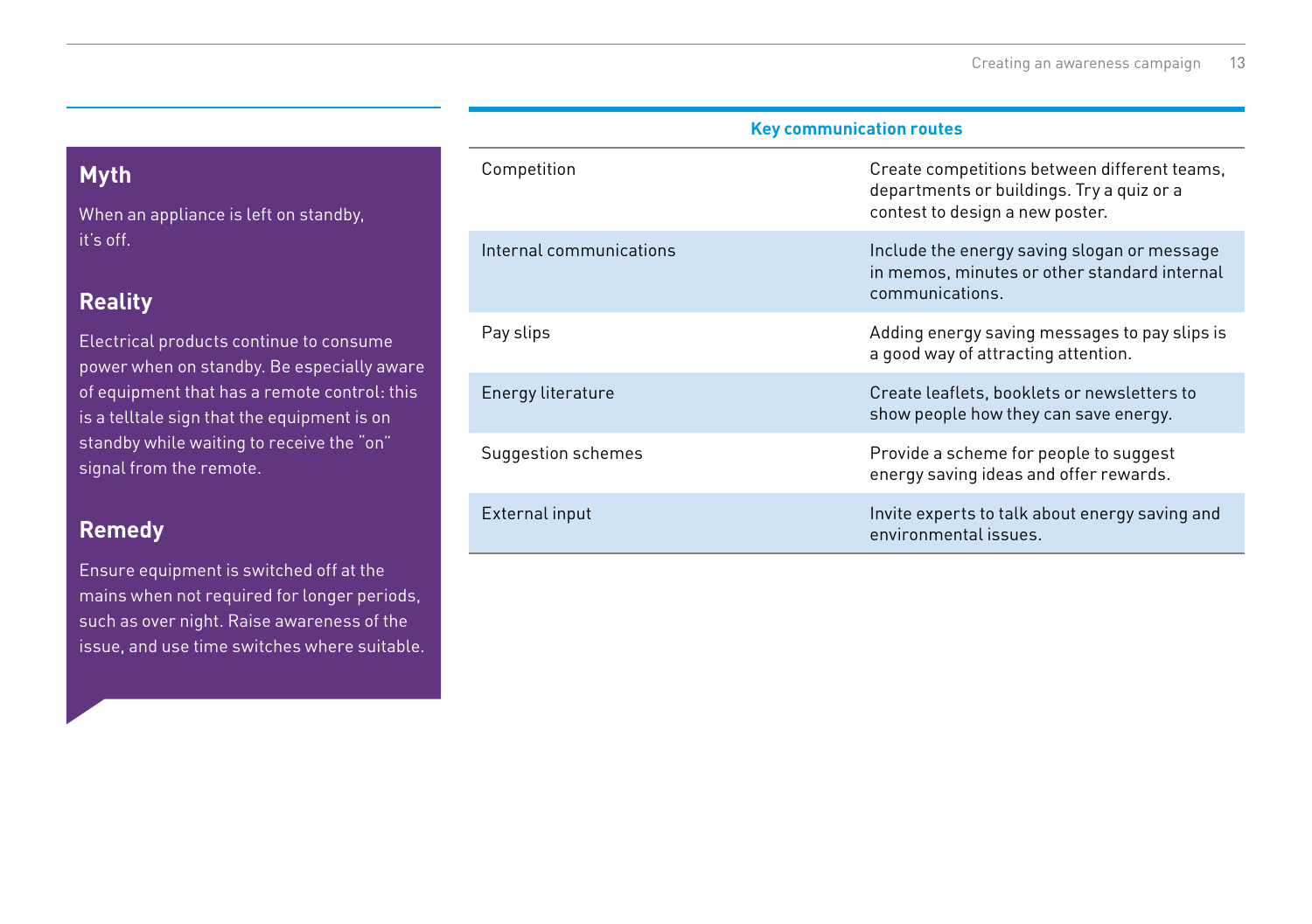## Myth

When an appliance is left on standby, it's off.

## Reality

Electrical products continue to consume power when on standby. Be especially aware of equipment that has a remote control: this is a telltale sign that the equipment is on standby while waiting to receive the "on" signal from the remote.

## Remedy

Ensure equipment is switched off at the mains when not required for longer periods, such as over night. Raise awareness of the issue, and use time switches where suitable.

| Key communication routes | |
|---|---|
| Competition | Create competitions between different teams, departments or buildings. Try a quiz or a contest to design a new poster. |
| Internal communications | Include the energy saving slogan or message in memos, minutes or other standard internal communications. |
| Pay slips | Adding energy saving messages to pay slips is a good way of attracting attention. |
| Energy literature | Create leaflets, booklets or newsletters to show people how they can save energy. |
| Suggestion schemes | Provide a scheme for people to suggest energy saving ideas and offer rewards. |
| External input | Invite experts to talk about energy saving and environmental issues. |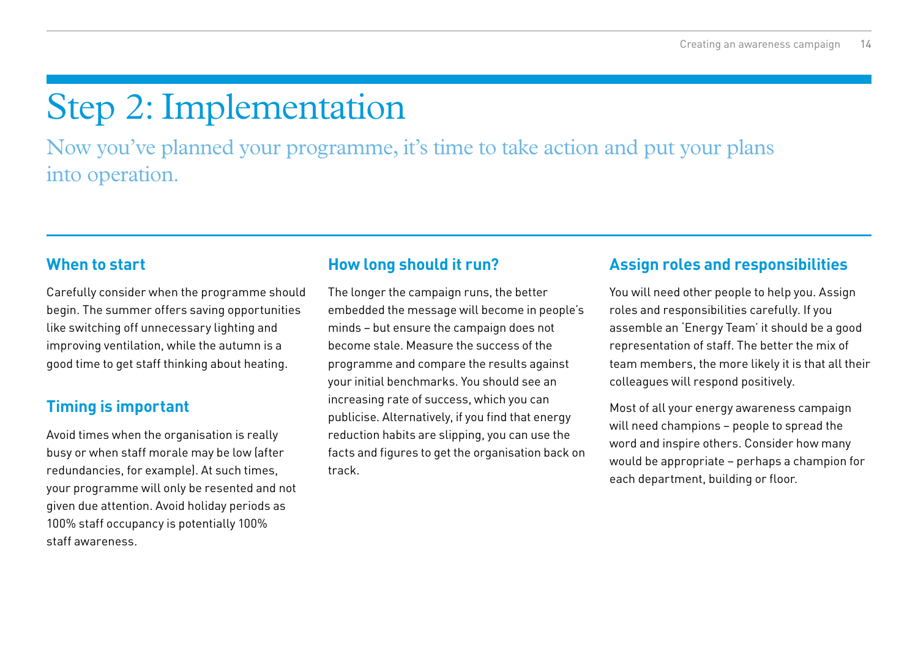# Step 2: Implementation

Now you've planned your programme, it's time to take action and put your plans into operation.

## When to start

Carefully consider when the programme should begin. The summer offers saving opportunities like switching off unnecessary lighting and improving ventilation, while the autumn is a good time to get staff thinking about heating.

## Timing is important

Avoid times when the organisation is really busy or when staff morale may be low (after redundancies, for example). At such times, your programme will only be resented and not given due attention. Avoid holiday periods as 100% staff occupancy is potentially 100% staff awareness.

## How long should it run?

The longer the campaign runs, the better embedded the message will become in people's minds – but ensure the campaign does not become stale. Measure the success of the programme and compare the results against your initial benchmarks. You should see an increasing rate of success, which you can publicise. Alternatively, if you find that energy reduction habits are slipping, you can use the facts and figures to get the organisation back on track.

## Assign roles and responsibilities

You will need other people to help you. Assign roles and responsibilities carefully. If you assemble an 'Energy Team' it should be a good representation of staff. The better the mix of team members, the more likely it is that all their colleagues will respond positively.

Most of all your energy awareness campaign will need champions – people to spread the word and inspire others. Consider how many would be appropriate – perhaps a champion for each department, building or floor.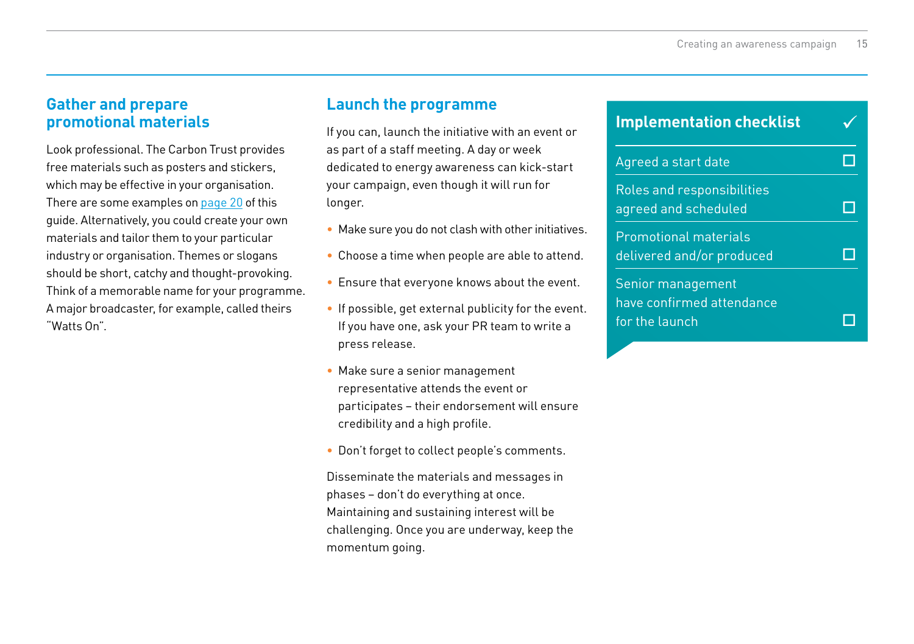## Gather and prepare promotional materials

Look professional. The Carbon Trust provides free materials such as posters and stickers, which may be effective in your organisation. There are some examples on page 20 of this guide. Alternatively, you could create your own materials and tailor them to your particular industry or organisation. Themes or slogans should be short, catchy and thought-provoking. Think of a memorable name for your programme. A major broadcaster, for example, called theirs "Watts On".

## Launch the programme

If you can, launch the initiative with an event or as part of a staff meeting. A day or week dedicated to energy awareness can kick-start your campaign, even though it will run for longer.

- Make sure you do not clash with other initiatives.
- Choose a time when people are able to attend.
- Ensure that everyone knows about the event.
- If possible, get external publicity for the event. If you have one, ask your PR team to write a press release.
- Make sure a senior management representative attends the event or participates – their endorsement will ensure credibility and a high profile.
- Don't forget to collect people's comments.

Disseminate the materials and messages in phases – don't do everything at once. Maintaining and sustaining interest will be challenging. Once you are underway, keep the momentum going.

### Implementation checklist ✓

- [ ] Agreed a start date
- [ ] Roles and responsibilities agreed and scheduled
- [ ] Promotional materials delivered and/or produced
- [ ] Senior management have confirmed attendance for the launch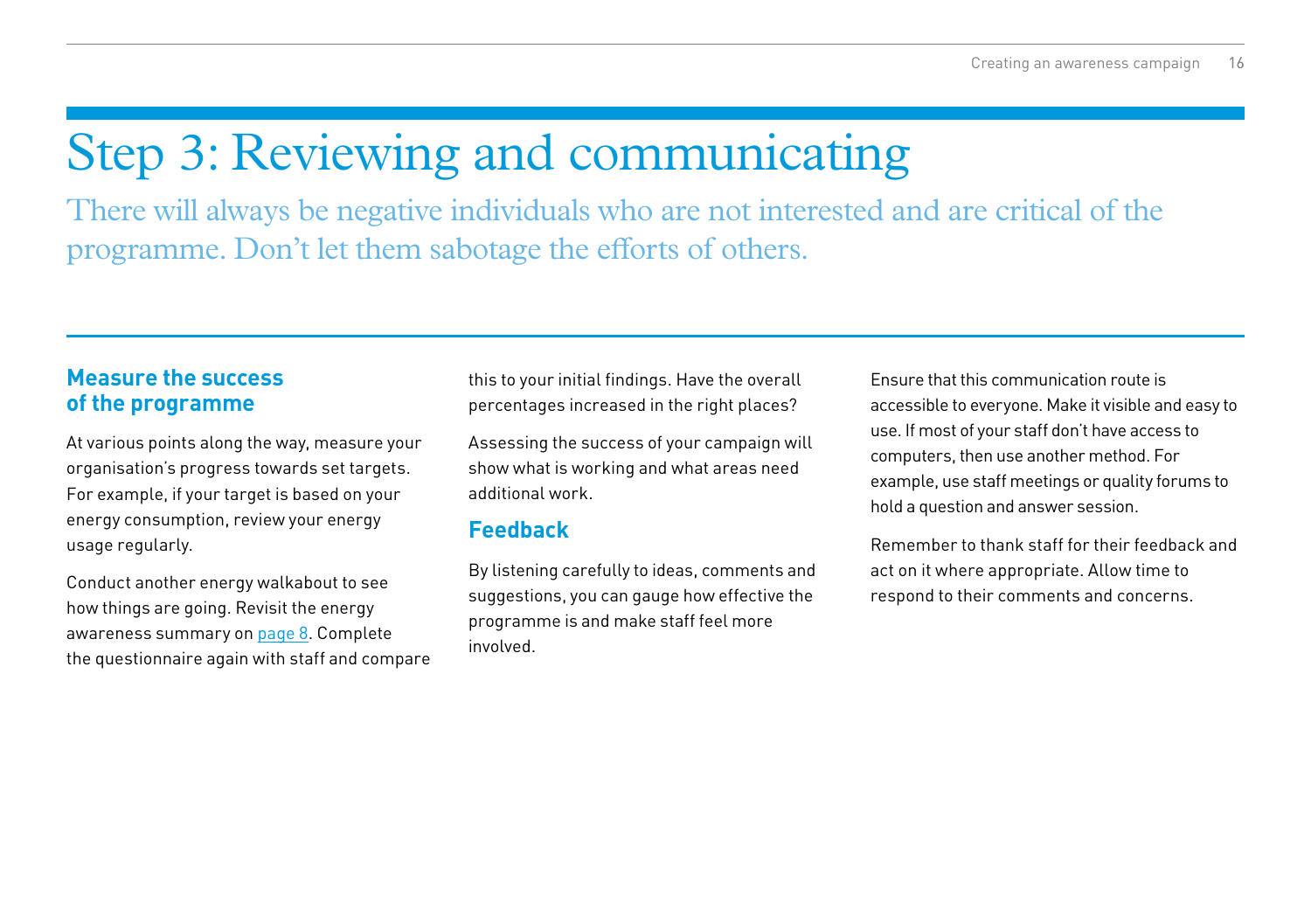# Step 3: Reviewing and communicating

There will always be negative individuals who are not interested and are critical of the programme. Don't let them sabotage the efforts of others.

## Measure the success of the programme

At various points along the way, measure your organisation's progress towards set targets. For example, if your target is based on your energy consumption, review your energy usage regularly.

Conduct another energy walkabout to see how things are going. Revisit the energy awareness summary on page 8. Complete the questionnaire again with staff and compare this to your initial findings. Have the overall percentages increased in the right places?

Assessing the success of your campaign will show what is working and what areas need additional work.

## Feedback

By listening carefully to ideas, comments and suggestions, you can gauge how effective the programme is and make staff feel more involved.

Ensure that this communication route is accessible to everyone. Make it visible and easy to use. If most of your staff don't have access to computers, then use another method. For example, use staff meetings or quality forums to hold a question and answer session.

Remember to thank staff for their feedback and act on it where appropriate. Allow time to respond to their comments and concerns.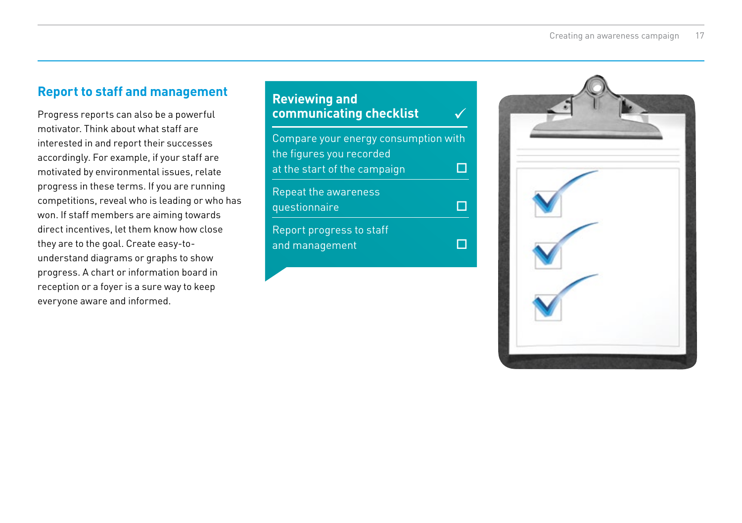## Report to staff and management

Progress reports can also be a powerful motivator. Think about what staff are interested in and report their successes accordingly. For example, if your staff are motivated by environmental issues, relate progress in these terms. If you are running competitions, reveal who is leading or who has won. If staff members are aiming towards direct incentives, let them know how close they are to the goal. Create easy-to-understand diagrams or graphs to show progress. A chart or information board in reception or a foyer is a sure way to keep everyone aware and informed.

### Reviewing and communicating checklist ✓

- Compare your energy consumption with the figures you recorded at the start of the campaign ☐
- Repeat the awareness questionnaire ☐
- Report progress to staff and management ☐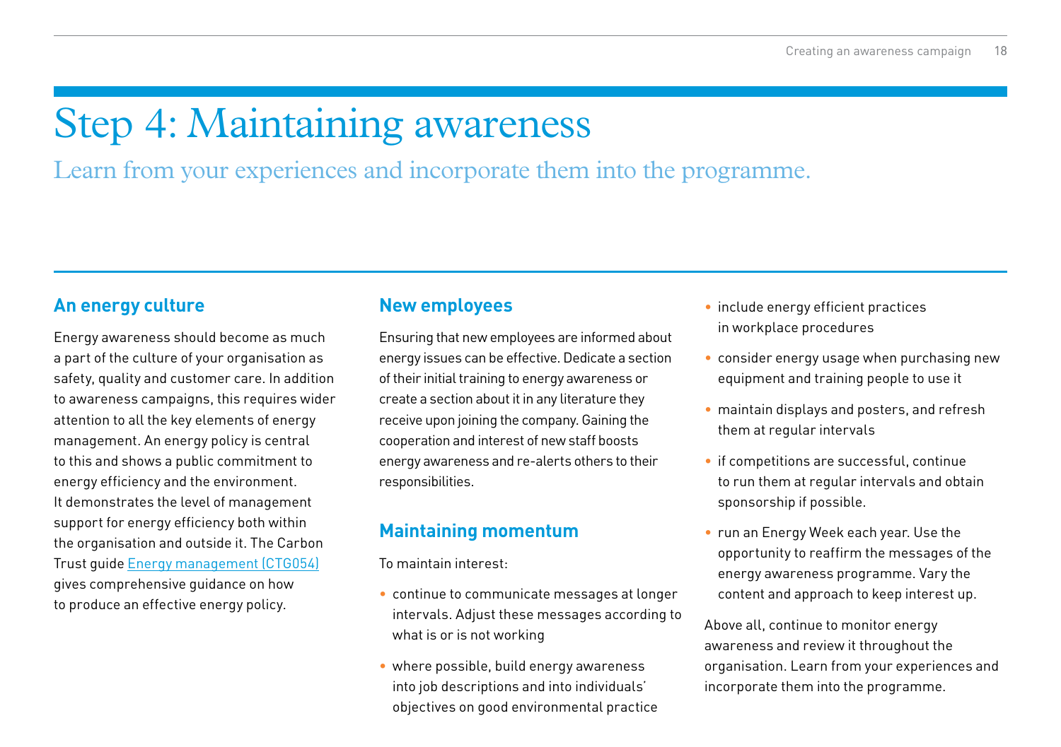# Step 4: Maintaining awareness

Learn from your experiences and incorporate them into the programme.

## An energy culture

Energy awareness should become as much a part of the culture of your organisation as safety, quality and customer care. In addition to awareness campaigns, this requires wider attention to all the key elements of energy management. An energy policy is central to this and shows a public commitment to energy efficiency and the environment. It demonstrates the level of management support for energy efficiency both within the organisation and outside it. The Carbon Trust guide Energy management (CTG054) gives comprehensive guidance on how to produce an effective energy policy.

## New employees

Ensuring that new employees are informed about energy issues can be effective. Dedicate a section of their initial training to energy awareness or create a section about it in any literature they receive upon joining the company. Gaining the cooperation and interest of new staff boosts energy awareness and re-alerts others to their responsibilities.

## Maintaining momentum

To maintain interest:

- continue to communicate messages at longer intervals. Adjust these messages according to what is or is not working
- where possible, build energy awareness into job descriptions and into individuals' objectives on good environmental practice
- include energy efficient practices in workplace procedures
- consider energy usage when purchasing new equipment and training people to use it
- maintain displays and posters, and refresh them at regular intervals
- if competitions are successful, continue to run them at regular intervals and obtain sponsorship if possible.
- run an Energy Week each year. Use the opportunity to reaffirm the messages of the energy awareness programme. Vary the content and approach to keep interest up.

Above all, continue to monitor energy awareness and review it throughout the organisation. Learn from your experiences and incorporate them into the programme.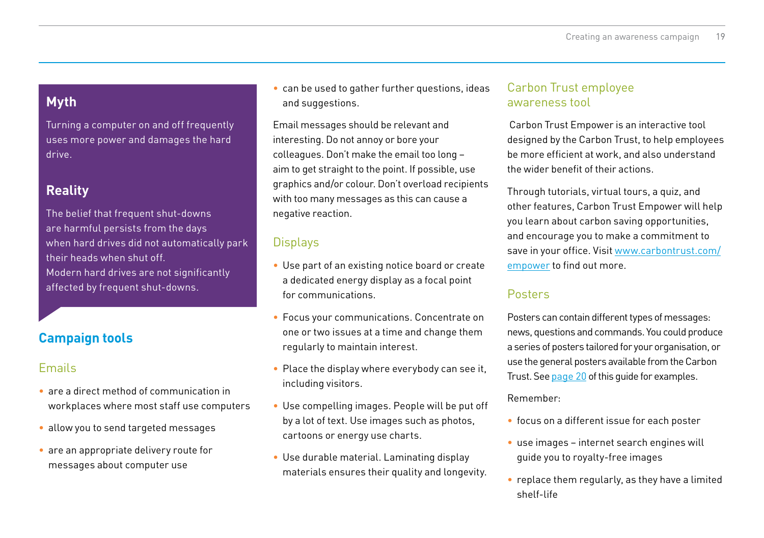### Myth

Turning a computer on and off frequently uses more power and damages the hard drive.

### Reality

The belief that frequent shut-downs are harmful persists from the days when hard drives did not automatically park their heads when shut off. Modern hard drives are not significantly affected by frequent shut-downs.

## Campaign tools

### Emails

- are a direct method of communication in workplaces where most staff use computers
- allow you to send targeted messages
- are an appropriate delivery route for messages about computer use
- can be used to gather further questions, ideas and suggestions.

Email messages should be relevant and interesting. Do not annoy or bore your colleagues. Don't make the email too long – aim to get straight to the point. If possible, use graphics and/or colour. Don't overload recipients with too many messages as this can cause a negative reaction.

### Displays

- Use part of an existing notice board or create a dedicated energy display as a focal point for communications.
- Focus your communications. Concentrate on one or two issues at a time and change them regularly to maintain interest.
- Place the display where everybody can see it, including visitors.
- Use compelling images. People will be put off by a lot of text. Use images such as photos, cartoons or energy use charts.
- Use durable material. Laminating display materials ensures their quality and longevity.

### Carbon Trust employee awareness tool

Carbon Trust Empower is an interactive tool designed by the Carbon Trust, to help employees be more efficient at work, and also understand the wider benefit of their actions.

Through tutorials, virtual tours, a quiz, and other features, Carbon Trust Empower will help you learn about carbon saving opportunities, and encourage you to make a commitment to save in your office. Visit www.carbontrust.com/empower to find out more.

### Posters

Posters can contain different types of messages: news, questions and commands. You could produce a series of posters tailored for your organisation, or use the general posters available from the Carbon Trust. See page 20 of this guide for examples.

Remember:

- focus on a different issue for each poster
- use images – internet search engines will guide you to royalty-free images
- replace them regularly, as they have a limited shelf-life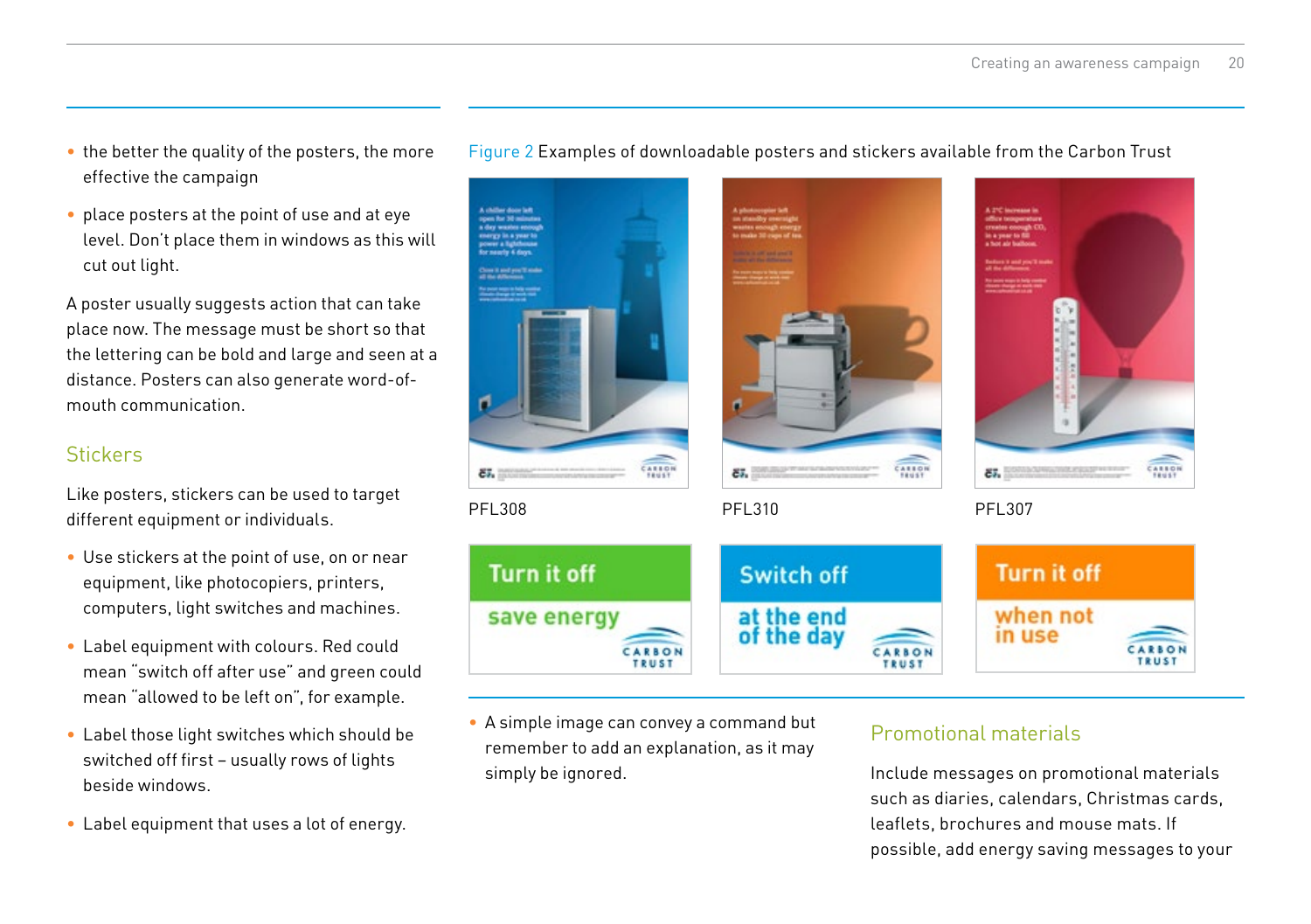- the better the quality of the posters, the more effective the campaign
- place posters at the point of use and at eye level. Don't place them in windows as this will cut out light.

A poster usually suggests action that can take place now. The message must be short so that the lettering can be bold and large and seen at a distance. Posters can also generate word-of-mouth communication.

## Stickers

Like posters, stickers can be used to target different equipment or individuals.

- Use stickers at the point of use, on or near equipment, like photocopiers, printers, computers, light switches and machines.
- Label equipment with colours. Red could mean "switch off after use" and green could mean "allowed to be left on", for example.
- Label those light switches which should be switched off first – usually rows of lights beside windows.
- Label equipment that uses a lot of energy.

Figure 2 Examples of downloadable posters and stickers available from the Carbon Trust

PFL308

PFL310

PFL307

Turn it off save energy

Switch off at the end of the day

Turn it off when not in use

- A simple image can convey a command but remember to add an explanation, as it may simply be ignored.

## Promotional materials

Include messages on promotional materials such as diaries, calendars, Christmas cards, leaflets, brochures and mouse mats. If possible, add energy saving messages to your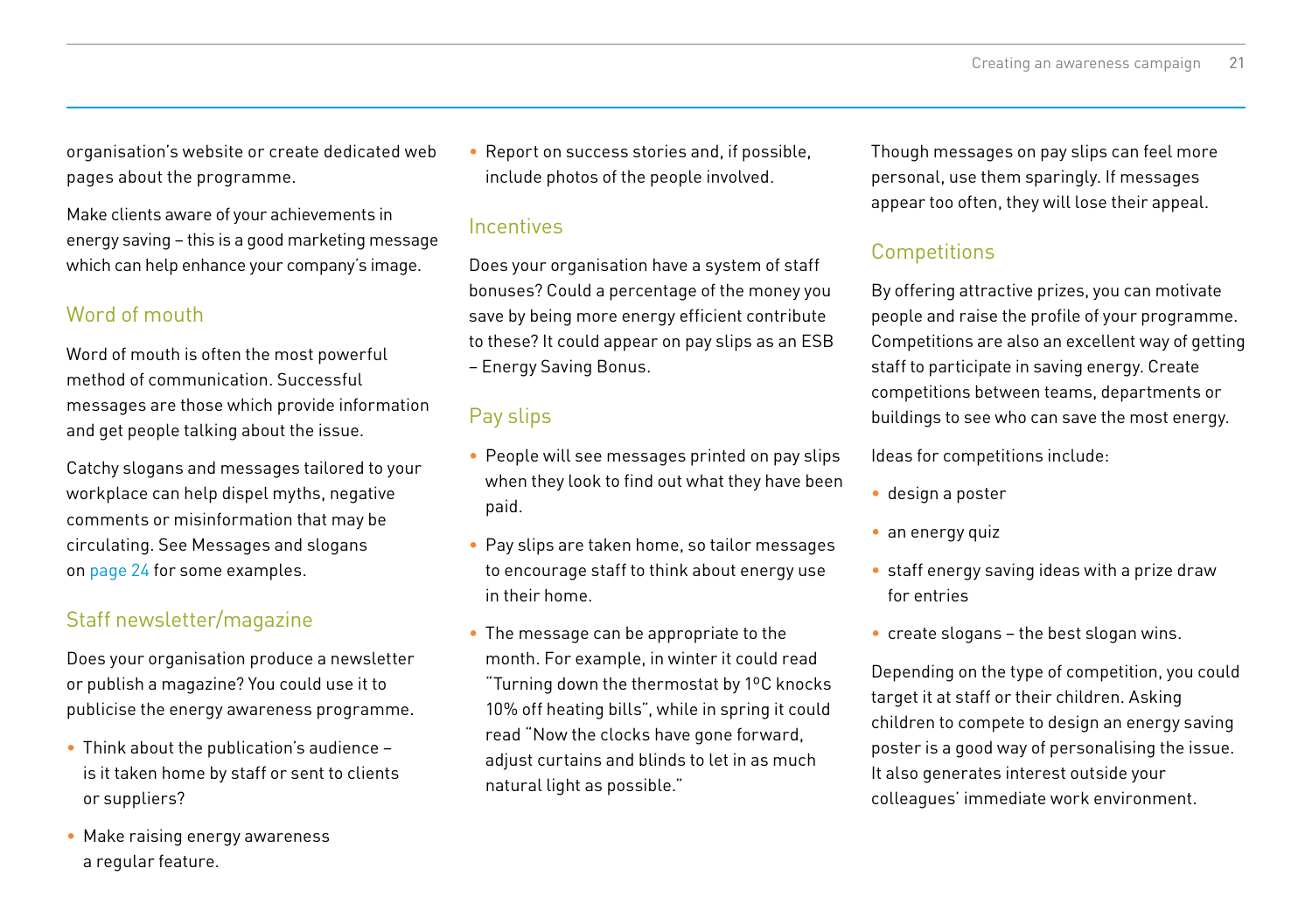organisation's website or create dedicated web pages about the programme.

Make clients aware of your achievements in energy saving – this is a good marketing message which can help enhance your company's image.

## Word of mouth

Word of mouth is often the most powerful method of communication. Successful messages are those which provide information and get people talking about the issue.

Catchy slogans and messages tailored to your workplace can help dispel myths, negative comments or misinformation that may be circulating. See Messages and slogans on page 24 for some examples.

## Staff newsletter/magazine

Does your organisation produce a newsletter or publish a magazine? You could use it to publicise the energy awareness programme.

- Think about the publication's audience – is it taken home by staff or sent to clients or suppliers?
- Make raising energy awareness a regular feature.
- Report on success stories and, if possible, include photos of the people involved.

## Incentives

Does your organisation have a system of staff bonuses? Could a percentage of the money you save by being more energy efficient contribute to these? It could appear on pay slips as an ESB – Energy Saving Bonus.

## Pay slips

- People will see messages printed on pay slips when they look to find out what they have been paid.
- Pay slips are taken home, so tailor messages to encourage staff to think about energy use in their home.
- The message can be appropriate to the month. For example, in winter it could read "Turning down the thermostat by 1ºC knocks 10% off heating bills", while in spring it could read "Now the clocks have gone forward, adjust curtains and blinds to let in as much natural light as possible."

Though messages on pay slips can feel more personal, use them sparingly. If messages appear too often, they will lose their appeal.

## Competitions

By offering attractive prizes, you can motivate people and raise the profile of your programme. Competitions are also an excellent way of getting staff to participate in saving energy. Create competitions between teams, departments or buildings to see who can save the most energy.

Ideas for competitions include:

- design a poster
- an energy quiz
- staff energy saving ideas with a prize draw for entries
- create slogans – the best slogan wins.

Depending on the type of competition, you could target it at staff or their children. Asking children to compete to design an energy saving poster is a good way of personalising the issue. It also generates interest outside your colleagues' immediate work environment.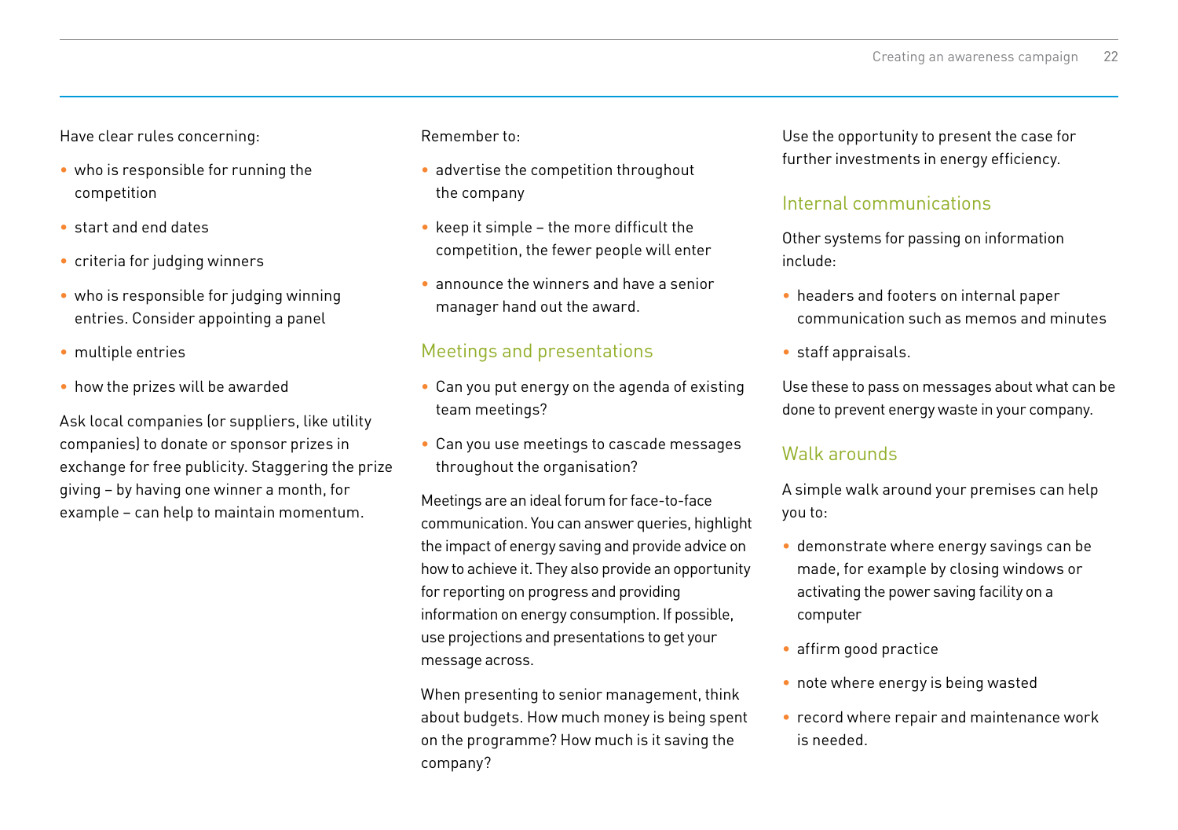Have clear rules concerning:

- who is responsible for running the competition
- start and end dates
- criteria for judging winners
- who is responsible for judging winning entries. Consider appointing a panel
- multiple entries
- how the prizes will be awarded

Ask local companies (or suppliers, like utility companies) to donate or sponsor prizes in exchange for free publicity. Staggering the prize giving – by having one winner a month, for example – can help to maintain momentum.

Remember to:

- advertise the competition throughout the company
- keep it simple – the more difficult the competition, the fewer people will enter
- announce the winners and have a senior manager hand out the award.

## Meetings and presentations

- Can you put energy on the agenda of existing team meetings?
- Can you use meetings to cascade messages throughout the organisation?

Meetings are an ideal forum for face-to-face communication. You can answer queries, highlight the impact of energy saving and provide advice on how to achieve it. They also provide an opportunity for reporting on progress and providing information on energy consumption. If possible, use projections and presentations to get your message across.

When presenting to senior management, think about budgets. How much money is being spent on the programme? How much is it saving the company?

Use the opportunity to present the case for further investments in energy efficiency.

## Internal communications

Other systems for passing on information include:

- headers and footers on internal paper communication such as memos and minutes
- staff appraisals.

Use these to pass on messages about what can be done to prevent energy waste in your company.

## Walk arounds

A simple walk around your premises can help you to:

- demonstrate where energy savings can be made, for example by closing windows or activating the power saving facility on a computer
- affirm good practice
- note where energy is being wasted
- record where repair and maintenance work is needed.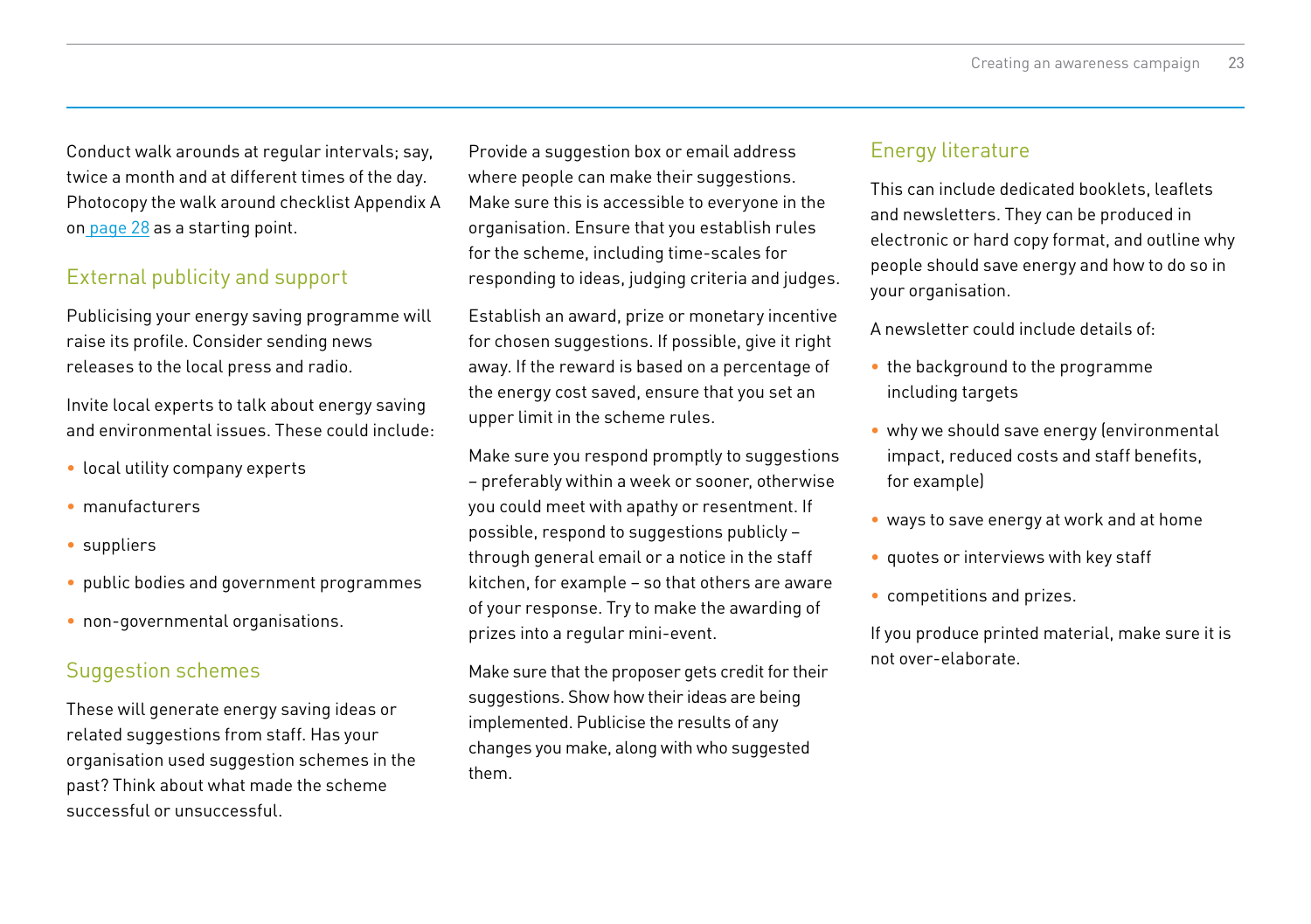Conduct walk arounds at regular intervals; say, twice a month and at different times of the day. Photocopy the walk around checklist Appendix A on page 28 as a starting point.

## External publicity and support

Publicising your energy saving programme will raise its profile. Consider sending news releases to the local press and radio.

Invite local experts to talk about energy saving and environmental issues. These could include:

- local utility company experts
- manufacturers
- suppliers
- public bodies and government programmes
- non-governmental organisations.

## Suggestion schemes

These will generate energy saving ideas or related suggestions from staff. Has your organisation used suggestion schemes in the past? Think about what made the scheme successful or unsuccessful.

Provide a suggestion box or email address where people can make their suggestions. Make sure this is accessible to everyone in the organisation. Ensure that you establish rules for the scheme, including time-scales for responding to ideas, judging criteria and judges.

Establish an award, prize or monetary incentive for chosen suggestions. If possible, give it right away. If the reward is based on a percentage of the energy cost saved, ensure that you set an upper limit in the scheme rules.

Make sure you respond promptly to suggestions – preferably within a week or sooner, otherwise you could meet with apathy or resentment. If possible, respond to suggestions publicly – through general email or a notice in the staff kitchen, for example – so that others are aware of your response. Try to make the awarding of prizes into a regular mini-event.

Make sure that the proposer gets credit for their suggestions. Show how their ideas are being implemented. Publicise the results of any changes you make, along with who suggested them.

## Energy literature

This can include dedicated booklets, leaflets and newsletters. They can be produced in electronic or hard copy format, and outline why people should save energy and how to do so in your organisation.

A newsletter could include details of:

- the background to the programme including targets
- why we should save energy (environmental impact, reduced costs and staff benefits, for example)
- ways to save energy at work and at home
- quotes or interviews with key staff
- competitions and prizes.

If you produce printed material, make sure it is not over-elaborate.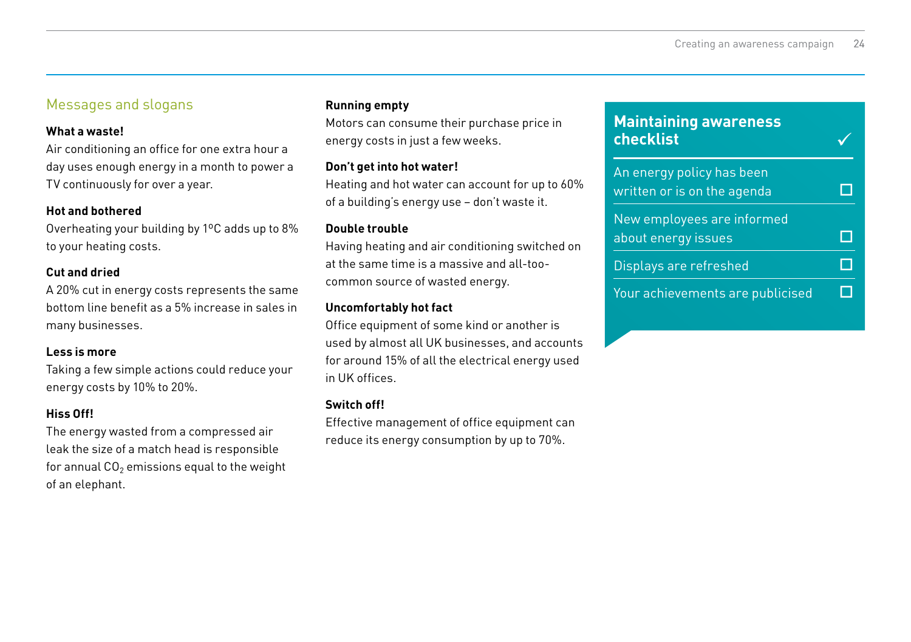## Messages and slogans

**What a waste!**
Air conditioning an office for one extra hour a day uses enough energy in a month to power a TV continuously for over a year.

**Hot and bothered**
Overheating your building by 1ºC adds up to 8% to your heating costs.

**Cut and dried**
A 20% cut in energy costs represents the same bottom line benefit as a 5% increase in sales in many businesses.

**Less is more**
Taking a few simple actions could reduce your energy costs by 10% to 20%.

**Hiss Off!**
The energy wasted from a compressed air leak the size of a match head is responsible for annual $CO_2$ emissions equal to the weight of an elephant.

**Running empty**
Motors can consume their purchase price in energy costs in just a few weeks.

**Don't get into hot water!**
Heating and hot water can account for up to 60% of a building's energy use – don't waste it.

**Double trouble**
Having heating and air conditioning switched on at the same time is a massive and all-too-common source of wasted energy.

**Uncomfortably hot fact**
Office equipment of some kind or another is used by almost all UK businesses, and accounts for around 15% of all the electrical energy used in UK offices.

**Switch off!**
Effective management of office equipment can reduce its energy consumption by up to 70%.

### Maintaining awareness checklist ✓

- ☐ An energy policy has been written or is on the agenda
- ☐ New employees are informed about energy issues
- ☐ Displays are refreshed
- ☐ Your achievements are publicised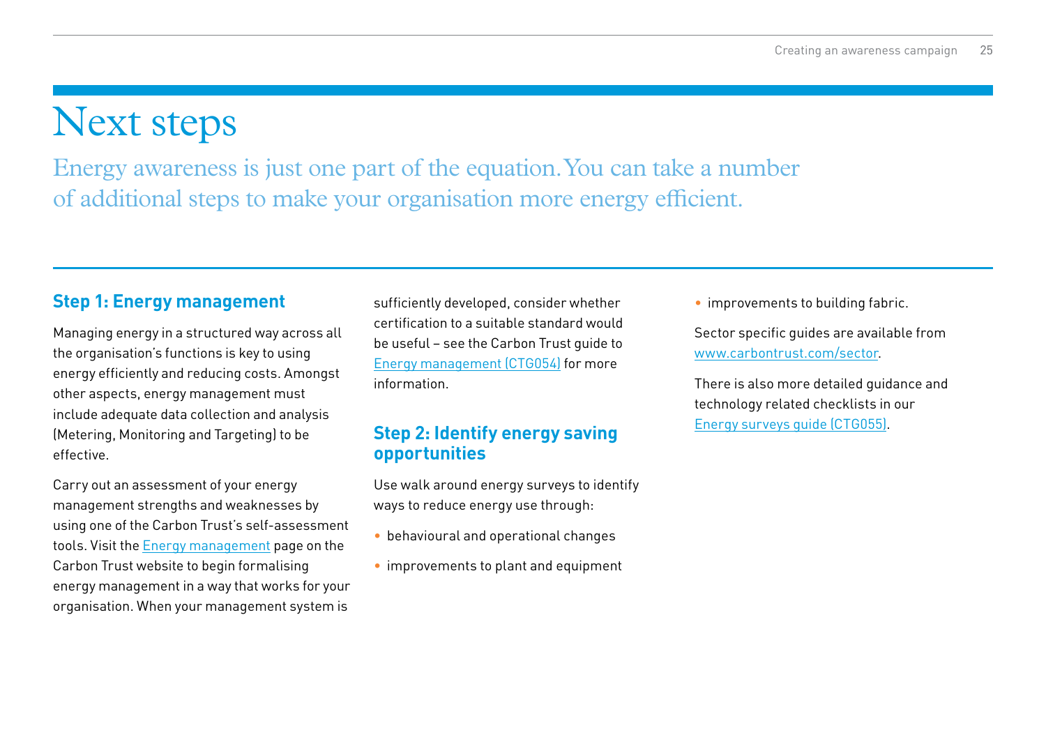# Next steps

Energy awareness is just one part of the equation. You can take a number of additional steps to make your organisation more energy efficient.

## Step 1: Energy management

Managing energy in a structured way across all the organisation's functions is key to using energy efficiently and reducing costs. Amongst other aspects, energy management must include adequate data collection and analysis (Metering, Monitoring and Targeting) to be effective.

Carry out an assessment of your energy management strengths and weaknesses by using one of the Carbon Trust's self-assessment tools. Visit the Energy management page on the Carbon Trust website to begin formalising energy management in a way that works for your organisation. When your management system is sufficiently developed, consider whether certification to a suitable standard would be useful – see the Carbon Trust guide to Energy management (CTG054) for more information.

## Step 2: Identify energy saving opportunities

Use walk around energy surveys to identify ways to reduce energy use through:

- behavioural and operational changes
- improvements to plant and equipment
- improvements to building fabric.

Sector specific guides are available from www.carbontrust.com/sector.

There is also more detailed guidance and technology related checklists in our Energy surveys guide (CTG055).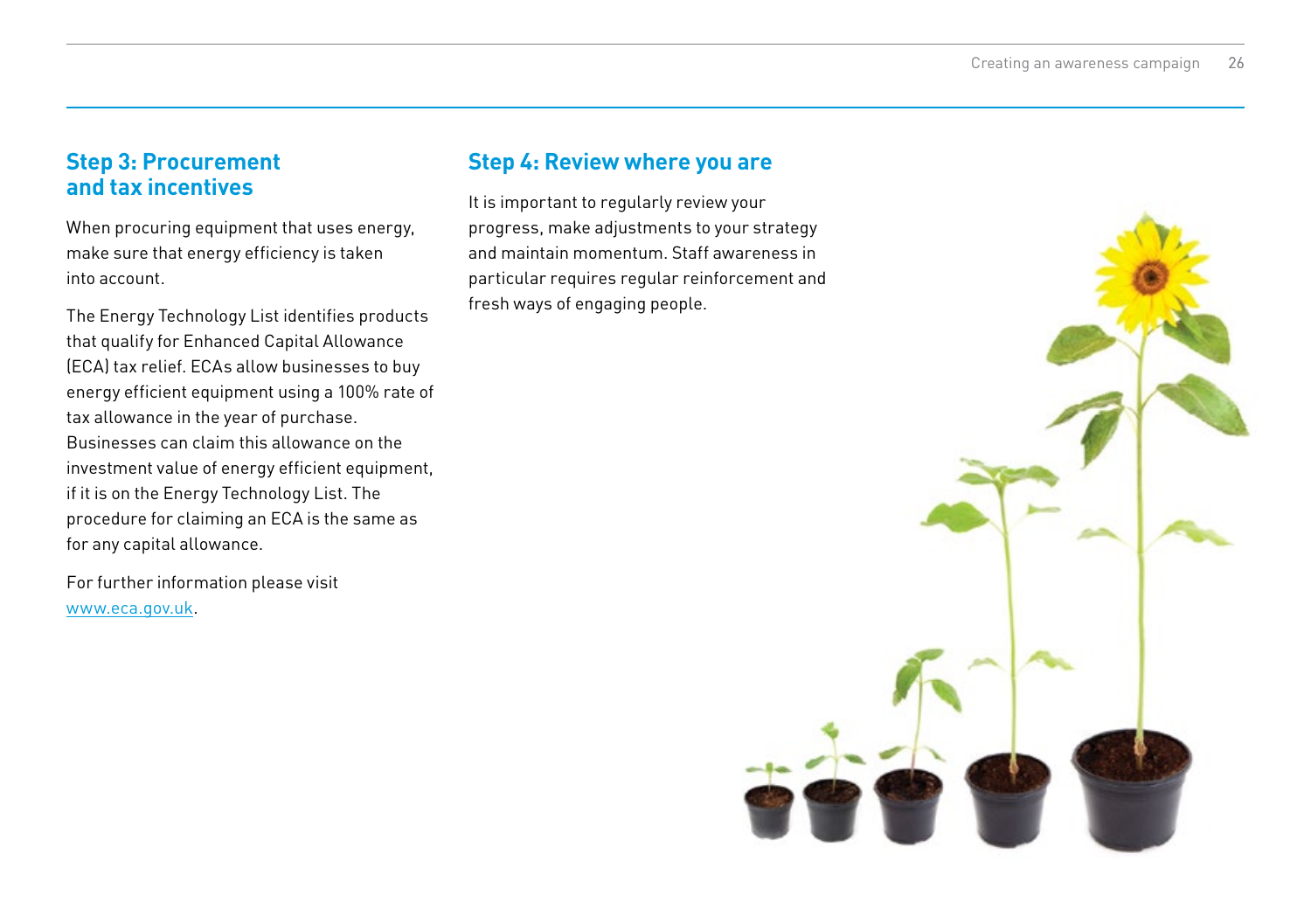## Step 3: Procurement and tax incentives

When procuring equipment that uses energy, make sure that energy efficiency is taken into account.

The Energy Technology List identifies products that qualify for Enhanced Capital Allowance (ECA) tax relief. ECAs allow businesses to buy energy efficient equipment using a 100% rate of tax allowance in the year of purchase. Businesses can claim this allowance on the investment value of energy efficient equipment, if it is on the Energy Technology List. The procedure for claiming an ECA is the same as for any capital allowance.

For further information please visit www.eca.gov.uk.

## Step 4: Review where you are

It is important to regularly review your progress, make adjustments to your strategy and maintain momentum. Staff awareness in particular requires regular reinforcement and fresh ways of engaging people.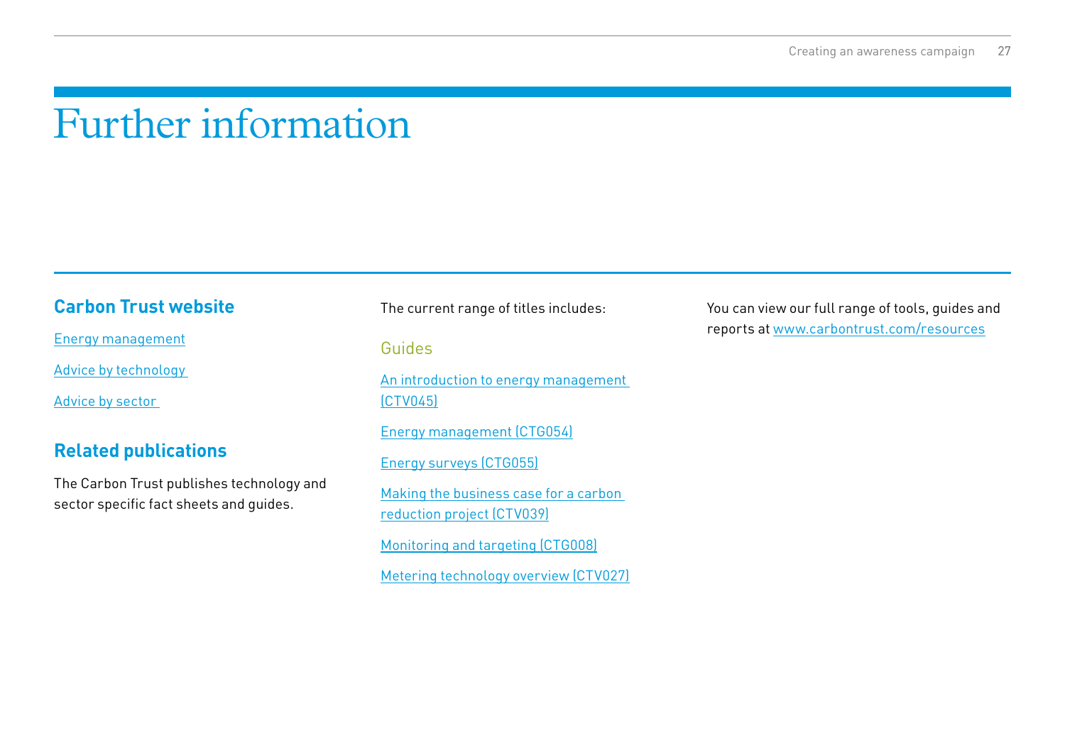# Further information

## Carbon Trust website

Energy management

Advice by technology

Advice by sector

## Related publications

The Carbon Trust publishes technology and sector specific fact sheets and guides.

The current range of titles includes:

### Guides

An introduction to energy management (CTV045)

Energy management (CTG054)

Energy surveys (CTG055)

Making the business case for a carbon reduction project (CTV039)

Monitoring and targeting (CTG008)

Metering technology overview (CTV027)

You can view our full range of tools, guides and reports at www.carbontrust.com/resources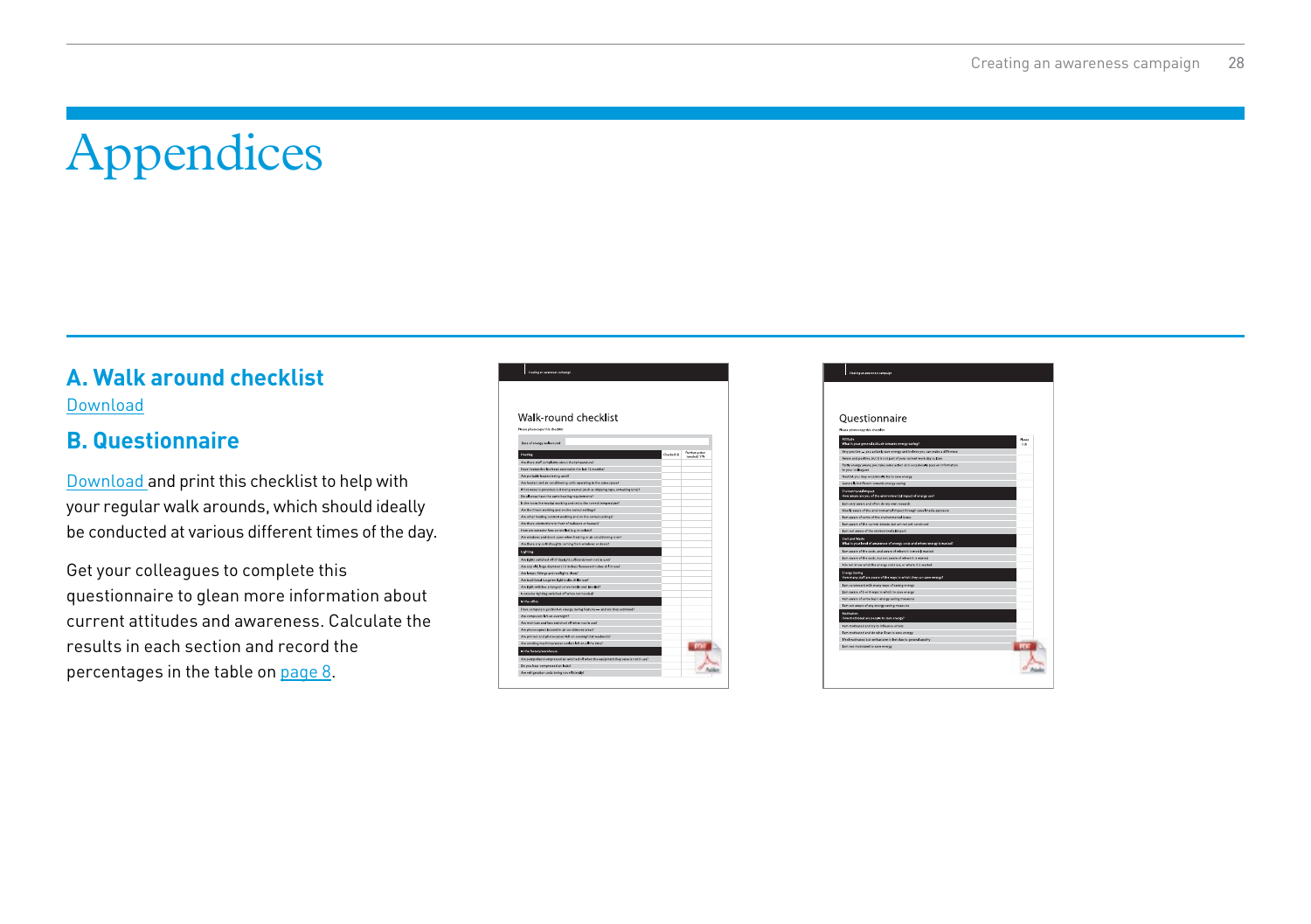# Appendices

## A. Walk around checklist

Download

## B. Questionnaire

Download and print this checklist to help with your regular walk arounds, which should ideally be conducted at various different times of the day.

Get your colleagues to complete this questionnaire to glean more information about current attitudes and awareness. Calculate the results in each section and record the percentages in the table on page 8.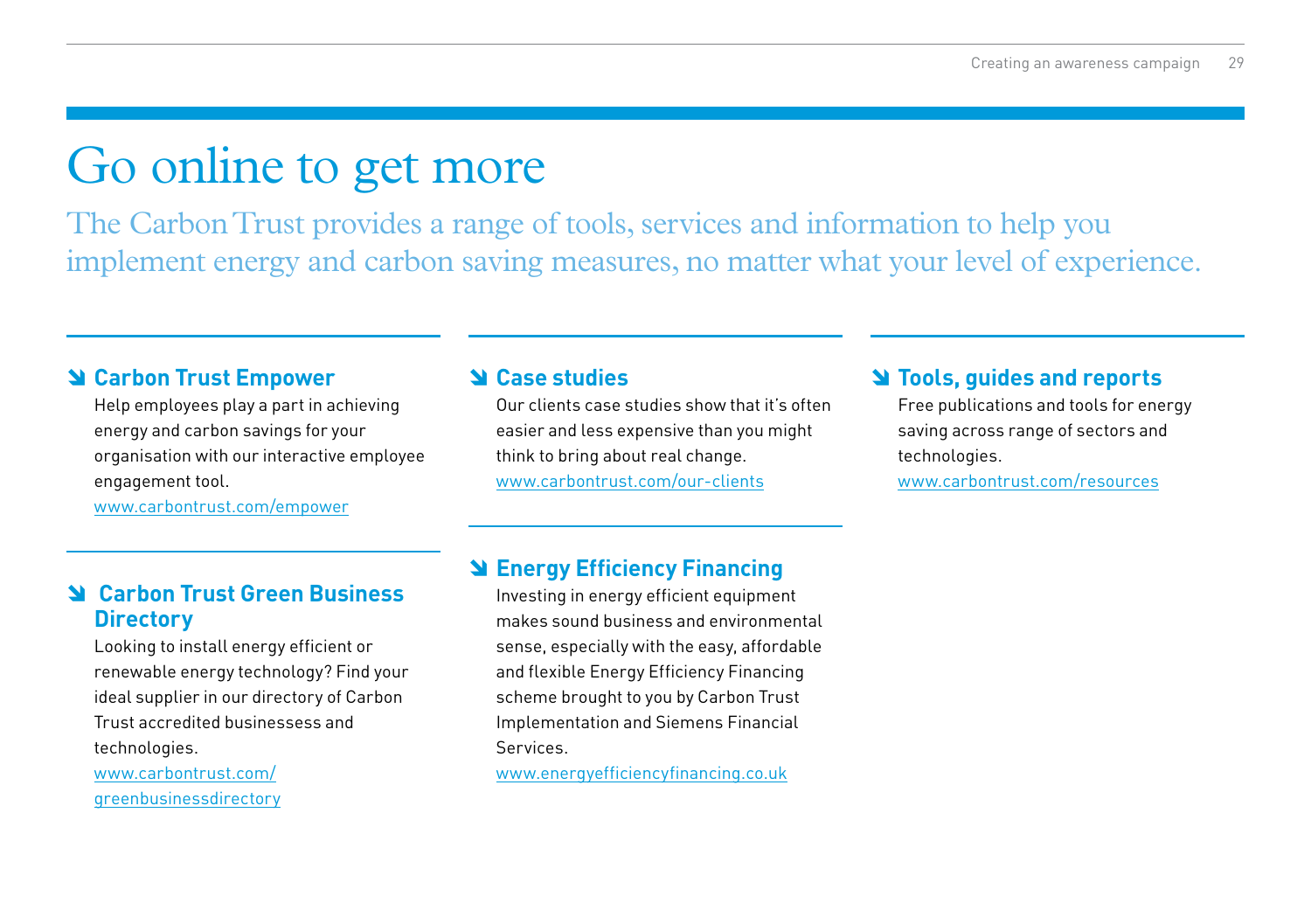# Go online to get more

The Carbon Trust provides a range of tools, services and information to help you implement energy and carbon saving measures, no matter what your level of experience.

### Carbon Trust Empower

Help employees play a part in achieving energy and carbon savings for your organisation with our interactive employee engagement tool.
www.carbontrust.com/empower

### Carbon Trust Green Business Directory

Looking to install energy efficient or renewable energy technology? Find your ideal supplier in our directory of Carbon Trust accredited businessess and technologies.
www.carbontrust.com/greenbusinessdirectory

### Case studies

Our clients case studies show that it's often easier and less expensive than you might think to bring about real change.
www.carbontrust.com/our-clients

### Energy Efficiency Financing

Investing in energy efficient equipment makes sound business and environmental sense, especially with the easy, affordable and flexible Energy Efficiency Financing scheme brought to you by Carbon Trust Implementation and Siemens Financial Services.
www.energyefficiencyfinancing.co.uk

### Tools, guides and reports

Free publications and tools for energy saving across range of sectors and technologies.
www.carbontrust.com/resources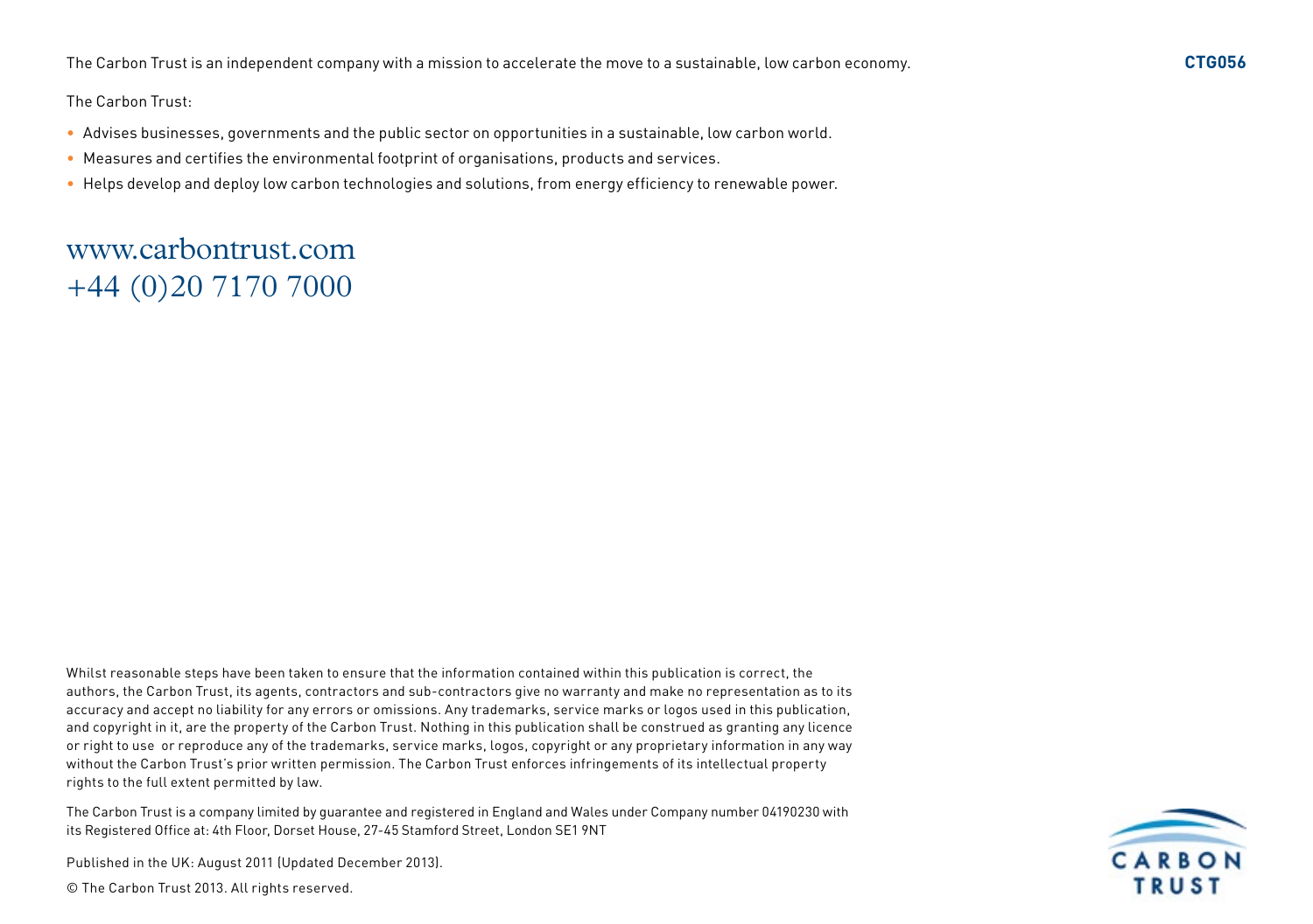The Carbon Trust is an independent company with a mission to accelerate the move to a sustainable, low carbon economy.

**CTG056**

The Carbon Trust:

- Advises businesses, governments and the public sector on opportunities in a sustainable, low carbon world.
- Measures and certifies the environmental footprint of organisations, products and services.
- Helps develop and deploy low carbon technologies and solutions, from energy efficiency to renewable power.

www.carbontrust.com
+44 (0)20 7170 7000

Whilst reasonable steps have been taken to ensure that the information contained within this publication is correct, the authors, the Carbon Trust, its agents, contractors and sub-contractors give no warranty and make no representation as to its accuracy and accept no liability for any errors or omissions. Any trademarks, service marks or logos used in this publication, and copyright in it, are the property of the Carbon Trust. Nothing in this publication shall be construed as granting any licence or right to use or reproduce any of the trademarks, service marks, logos, copyright or any proprietary information in any way without the Carbon Trust's prior written permission. The Carbon Trust enforces infringements of its intellectual property rights to the full extent permitted by law.

The Carbon Trust is a company limited by guarantee and registered in England and Wales under Company number 04190230 with its Registered Office at: 4th Floor, Dorset House, 27-45 Stamford Street, London SE1 9NT

Published in the UK: August 2011 (Updated December 2013).

© The Carbon Trust 2013. All rights reserved.

CARBON TRUST